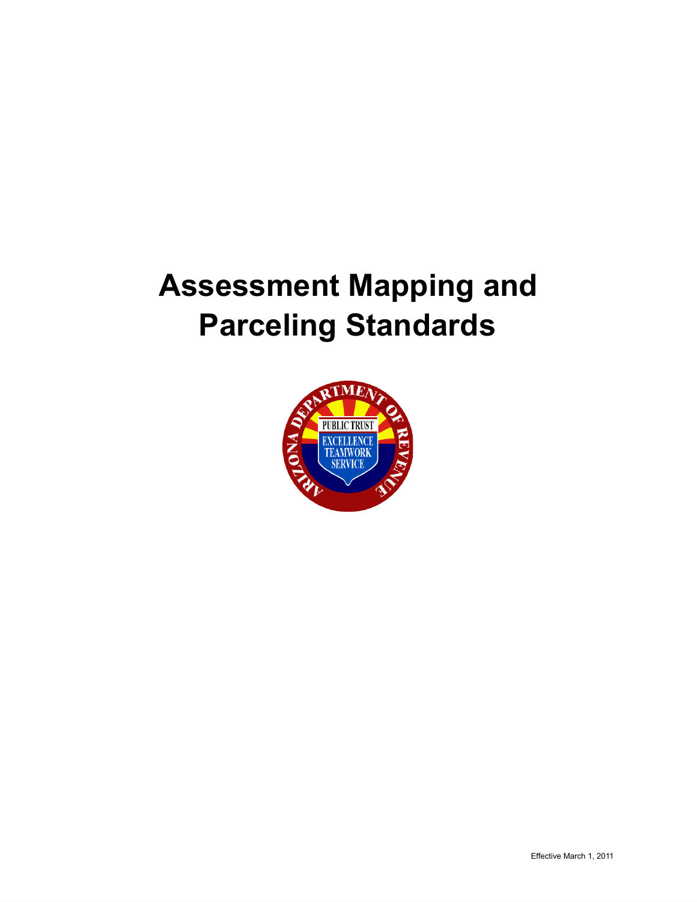# Assessment Mapping and Parceling Standards

Effective March 1, 2011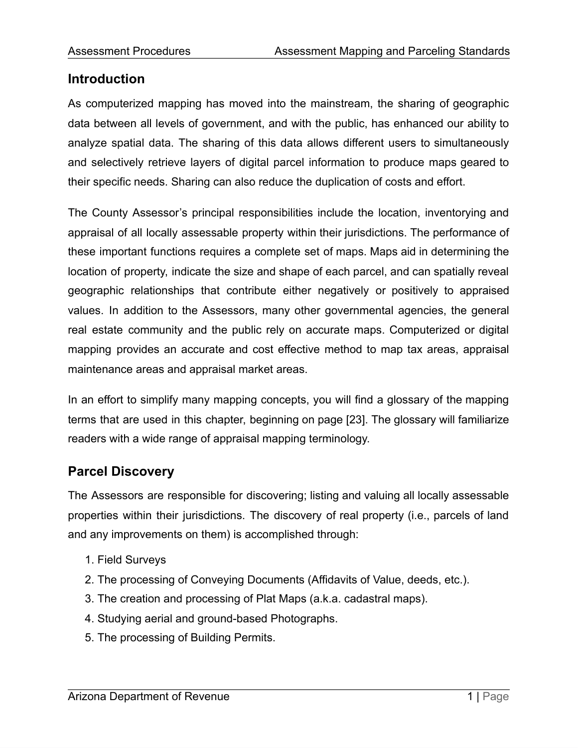## Introduction

As computerized mapping has moved into the mainstream, the sharing of geographic data between all levels of government, and with the public, has enhanced our ability to analyze spatial data. The sharing of this data allows different users to simultaneously and selectively retrieve layers of digital parcel information to produce maps geared to their specific needs. Sharing can also reduce the duplication of costs and effort.

The County Assessor's principal responsibilities include the location, inventorying and appraisal of all locally assessable property within their jurisdictions. The performance of these important functions requires a complete set of maps. Maps aid in determining the location of property, indicate the size and shape of each parcel, and can spatially reveal geographic relationships that contribute either negatively or positively to appraised values. In addition to the Assessors, many other governmental agencies, the general real estate community and the public rely on accurate maps. Computerized or digital mapping provides an accurate and cost effective method to map tax areas, appraisal maintenance areas and appraisal market areas.

In an effort to simplify many mapping concepts, you will find a glossary of the mapping terms that are used in this chapter, beginning on page [23]. The glossary will familiarize readers with a wide range of appraisal mapping terminology.

## Parcel Discovery

The Assessors are responsible for discovering; listing and valuing all locally assessable properties within their jurisdictions. The discovery of real property (i.e., parcels of land and any improvements on them) is accomplished through:

1. Field Surveys
2. The processing of Conveying Documents (Affidavits of Value, deeds, etc.).
3. The creation and processing of Plat Maps (a.k.a. cadastral maps).
4. Studying aerial and ground-based Photographs.
5. The processing of Building Permits.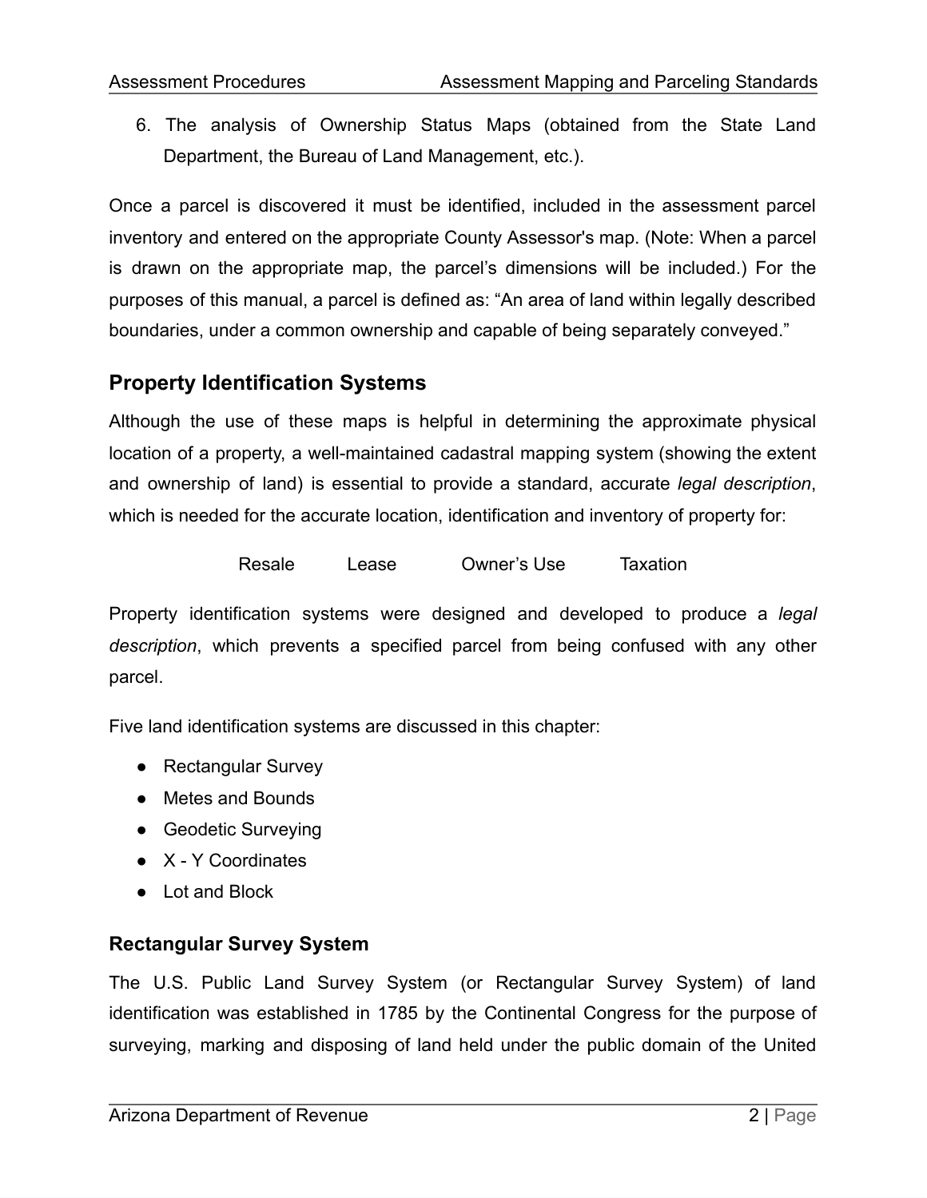6. The analysis of Ownership Status Maps (obtained from the State Land Department, the Bureau of Land Management, etc.).

Once a parcel is discovered it must be identified, included in the assessment parcel inventory and entered on the appropriate County Assessor's map. (Note: When a parcel is drawn on the appropriate map, the parcel's dimensions will be included.) For the purposes of this manual, a parcel is defined as: "An area of land within legally described boundaries, under a common ownership and capable of being separately conveyed."

## Property Identification Systems

Although the use of these maps is helpful in determining the approximate physical location of a property, a well-maintained cadastral mapping system (showing the extent and ownership of land) is essential to provide a standard, accurate *legal description*, which is needed for the accurate location, identification and inventory of property for:

Resale     Lease     Owner's Use     Taxation

Property identification systems were designed and developed to produce a *legal description*, which prevents a specified parcel from being confused with any other parcel.

Five land identification systems are discussed in this chapter:

- Rectangular Survey
- Metes and Bounds
- Geodetic Surveying
- X - Y Coordinates
- Lot and Block

### Rectangular Survey System

The U.S. Public Land Survey System (or Rectangular Survey System) of land identification was established in 1785 by the Continental Congress for the purpose of surveying, marking and disposing of land held under the public domain of the United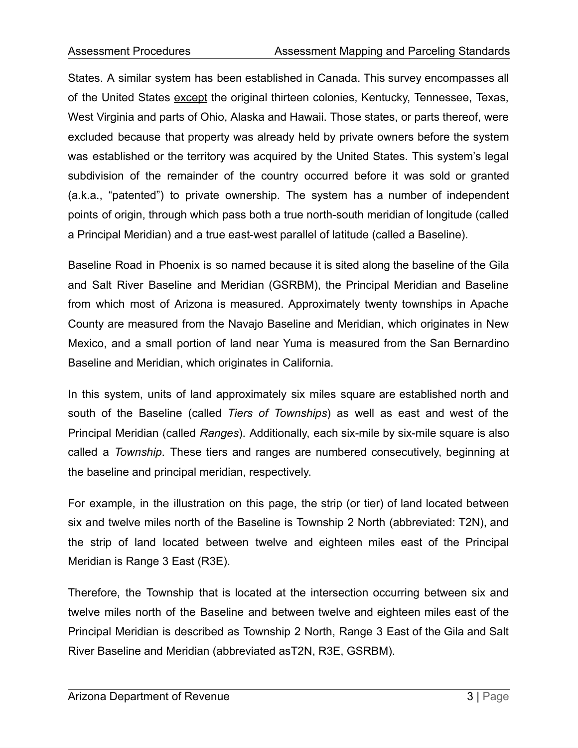States. A similar system has been established in Canada. This survey encompasses all of the United States except the original thirteen colonies, Kentucky, Tennessee, Texas, West Virginia and parts of Ohio, Alaska and Hawaii. Those states, or parts thereof, were excluded because that property was already held by private owners before the system was established or the territory was acquired by the United States. This system's legal subdivision of the remainder of the country occurred before it was sold or granted (a.k.a., "patented") to private ownership. The system has a number of independent points of origin, through which pass both a true north-south meridian of longitude (called a Principal Meridian) and a true east-west parallel of latitude (called a Baseline).

Baseline Road in Phoenix is so named because it is sited along the baseline of the Gila and Salt River Baseline and Meridian (GSRBM), the Principal Meridian and Baseline from which most of Arizona is measured. Approximately twenty townships in Apache County are measured from the Navajo Baseline and Meridian, which originates in New Mexico, and a small portion of land near Yuma is measured from the San Bernardino Baseline and Meridian, which originates in California.

In this system, units of land approximately six miles square are established north and south of the Baseline (called *Tiers of Townships*) as well as east and west of the Principal Meridian (called *Ranges*). Additionally, each six-mile by six-mile square is also called a *Township*. These tiers and ranges are numbered consecutively, beginning at the baseline and principal meridian, respectively.

For example, in the illustration on this page, the strip (or tier) of land located between six and twelve miles north of the Baseline is Township 2 North (abbreviated: T2N), and the strip of land located between twelve and eighteen miles east of the Principal Meridian is Range 3 East (R3E).

Therefore, the Township that is located at the intersection occurring between six and twelve miles north of the Baseline and between twelve and eighteen miles east of the Principal Meridian is described as Township 2 North, Range 3 East of the Gila and Salt River Baseline and Meridian (abbreviated asT2N, R3E, GSRBM).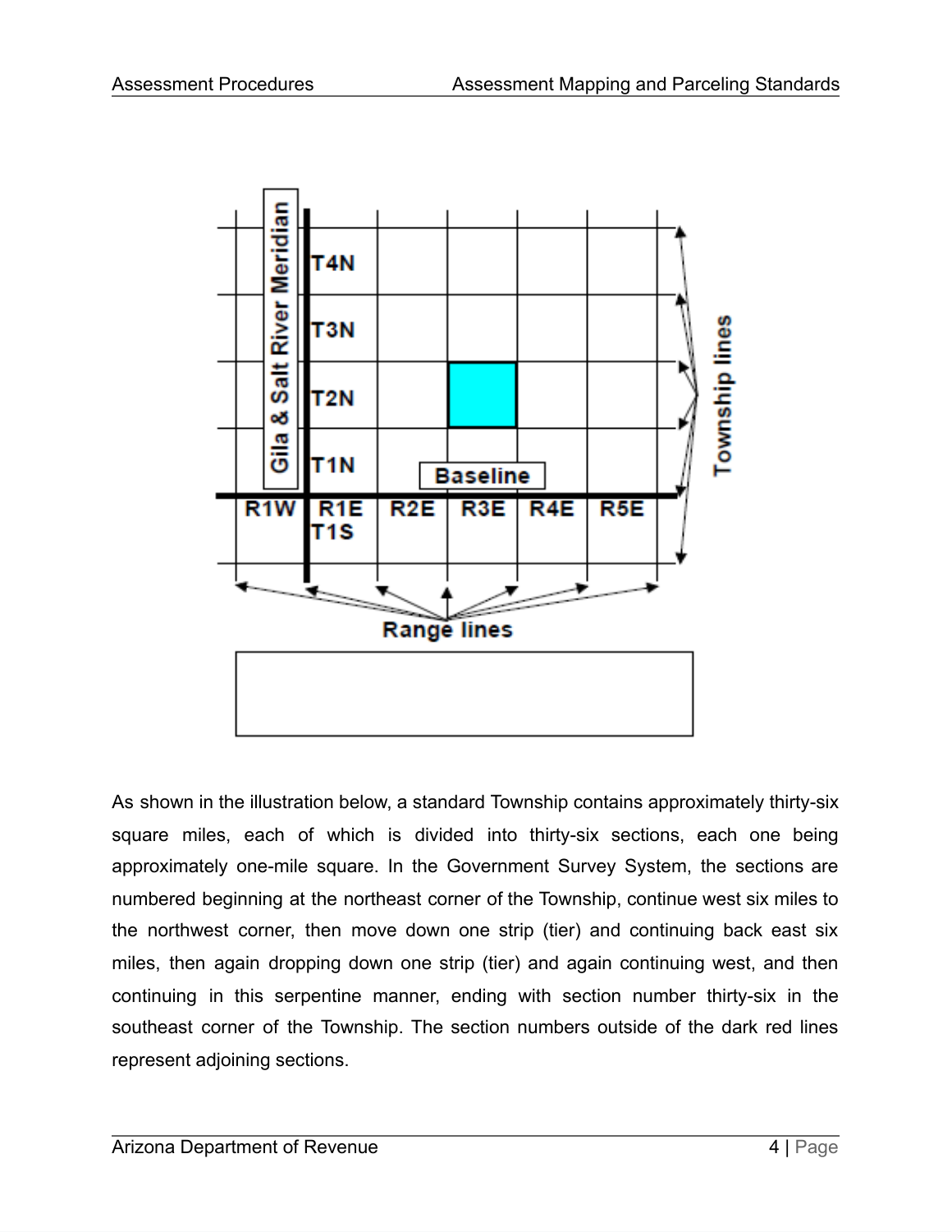As shown in the illustration below, a standard Township contains approximately thirty-six square miles, each of which is divided into thirty-six sections, each one being approximately one-mile square. In the Government Survey System, the sections are numbered beginning at the northeast corner of the Township, continue west six miles to the northwest corner, then move down one strip (tier) and continuing back east six miles, then again dropping down one strip (tier) and again continuing west, and then continuing in this serpentine manner, ending with section number thirty-six in the southeast corner of the Township. The section numbers outside of the dark red lines represent adjoining sections.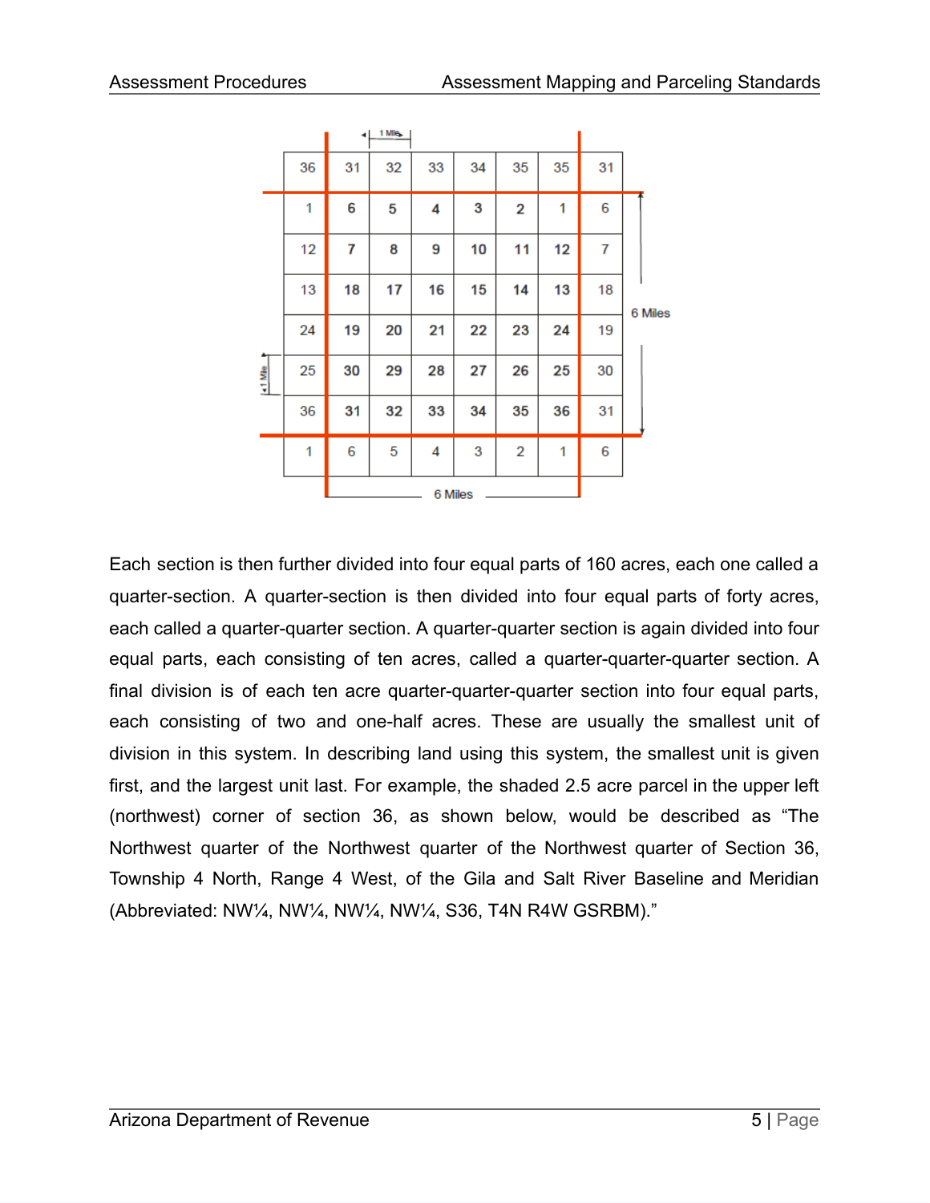| 36 | 31 | 32 | 33 | 34 | 35 | 35 | 31 |
|---|---|---|---|---|---|---|---|
| 1 | 6 | 5 | 4 | 3 | 2 | 1 | 6 |
| 12 | 7 | 8 | 9 | 10 | 11 | 12 | 7 |
| 13 | 18 | 17 | 16 | 15 | 14 | 13 | 18 |
| 24 | 19 | 20 | 21 | 22 | 23 | 24 | 19 |
| 25 | 30 | 29 | 28 | 27 | 26 | 25 | 30 |
| 36 | 31 | 32 | 33 | 34 | 35 | 36 | 31 |
| 1 | 6 | 5 | 4 | 3 | 2 | 1 | 6 |

1 Mile — 6 Miles — 6 Miles

Each section is then further divided into four equal parts of 160 acres, each one called a quarter-section. A quarter-section is then divided into four equal parts of forty acres, each called a quarter-quarter section. A quarter-quarter section is again divided into four equal parts, each consisting of ten acres, called a quarter-quarter-quarter section. A final division is of each ten acre quarter-quarter-quarter section into four equal parts, each consisting of two and one-half acres. These are usually the smallest unit of division in this system. In describing land using this system, the smallest unit is given first, and the largest unit last. For example, the shaded 2.5 acre parcel in the upper left (northwest) corner of section 36, as shown below, would be described as "The Northwest quarter of the Northwest quarter of the Northwest quarter of Section 36, Township 4 North, Range 4 West, of the Gila and Salt River Baseline and Meridian (Abbreviated: NW¼, NW¼, NW¼, NW¼, S36, T4N R4W GSRBM)."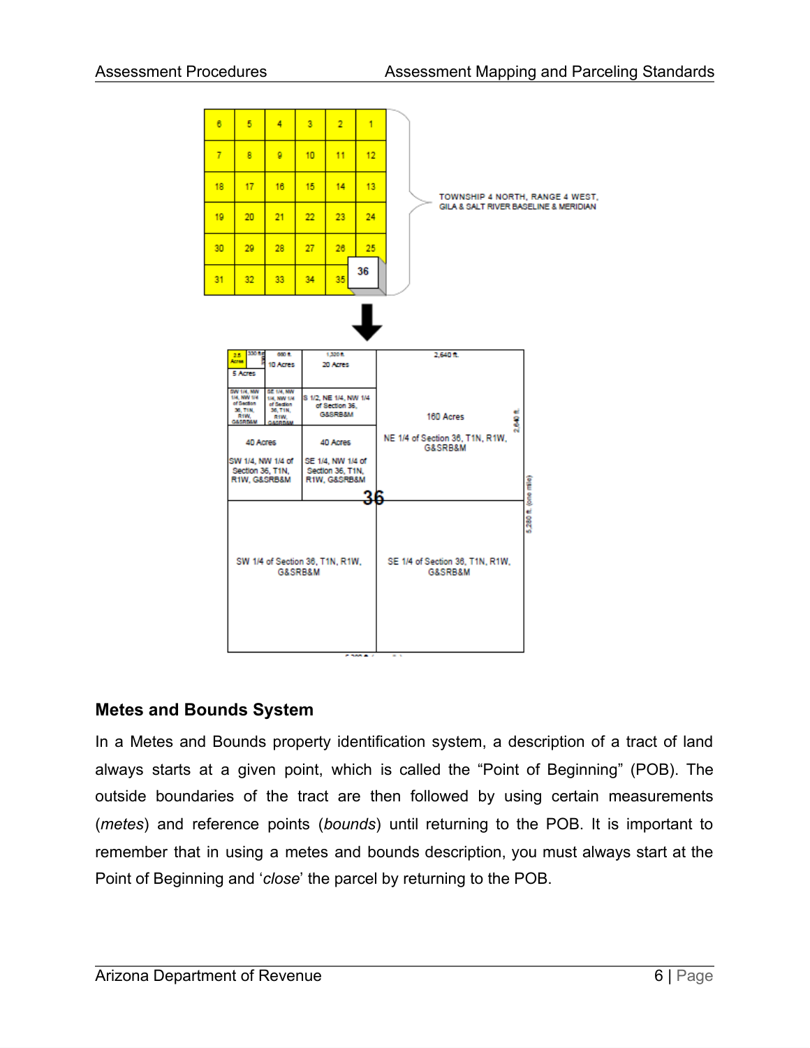## Metes and Bounds System

In a Metes and Bounds property identification system, a description of a tract of land always starts at a given point, which is called the "Point of Beginning" (POB). The outside boundaries of the tract are then followed by using certain measurements (*metes*) and reference points (*bounds*) until returning to the POB. It is important to remember that in using a metes and bounds description, you must always start at the Point of Beginning and '*close*' the parcel by returning to the POB.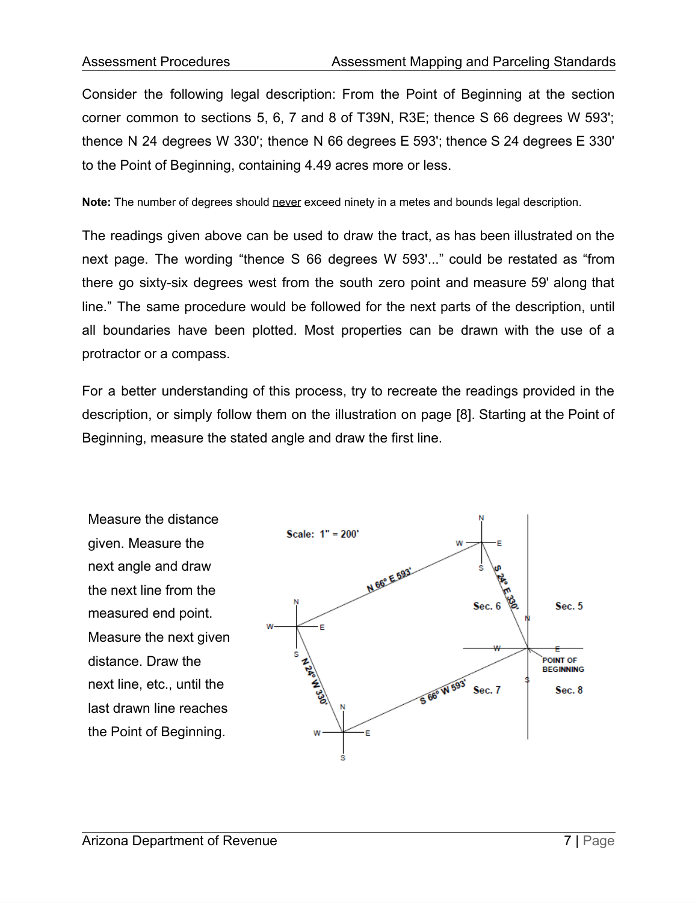Consider the following legal description: From the Point of Beginning at the section corner common to sections 5, 6, 7 and 8 of T39N, R3E; thence S 66 degrees W 593'; thence N 24 degrees W 330'; thence N 66 degrees E 593'; thence S 24 degrees E 330' to the Point of Beginning, containing 4.49 acres more or less.

**Note:** The number of degrees should never exceed ninety in a metes and bounds legal description.

The readings given above can be used to draw the tract, as has been illustrated on the next page. The wording "thence S 66 degrees W 593'..." could be restated as "from there go sixty-six degrees west from the south zero point and measure 59' along that line." The same procedure would be followed for the next parts of the description, until all boundaries have been plotted. Most properties can be drawn with the use of a protractor or a compass.

For a better understanding of this process, try to recreate the readings provided in the description, or simply follow them on the illustration on page [8]. Starting at the Point of Beginning, measure the stated angle and draw the first line.

Measure the distance given. Measure the next angle and draw the next line from the measured end point. Measure the next given distance. Draw the next line, etc., until the last drawn line reaches the Point of Beginning.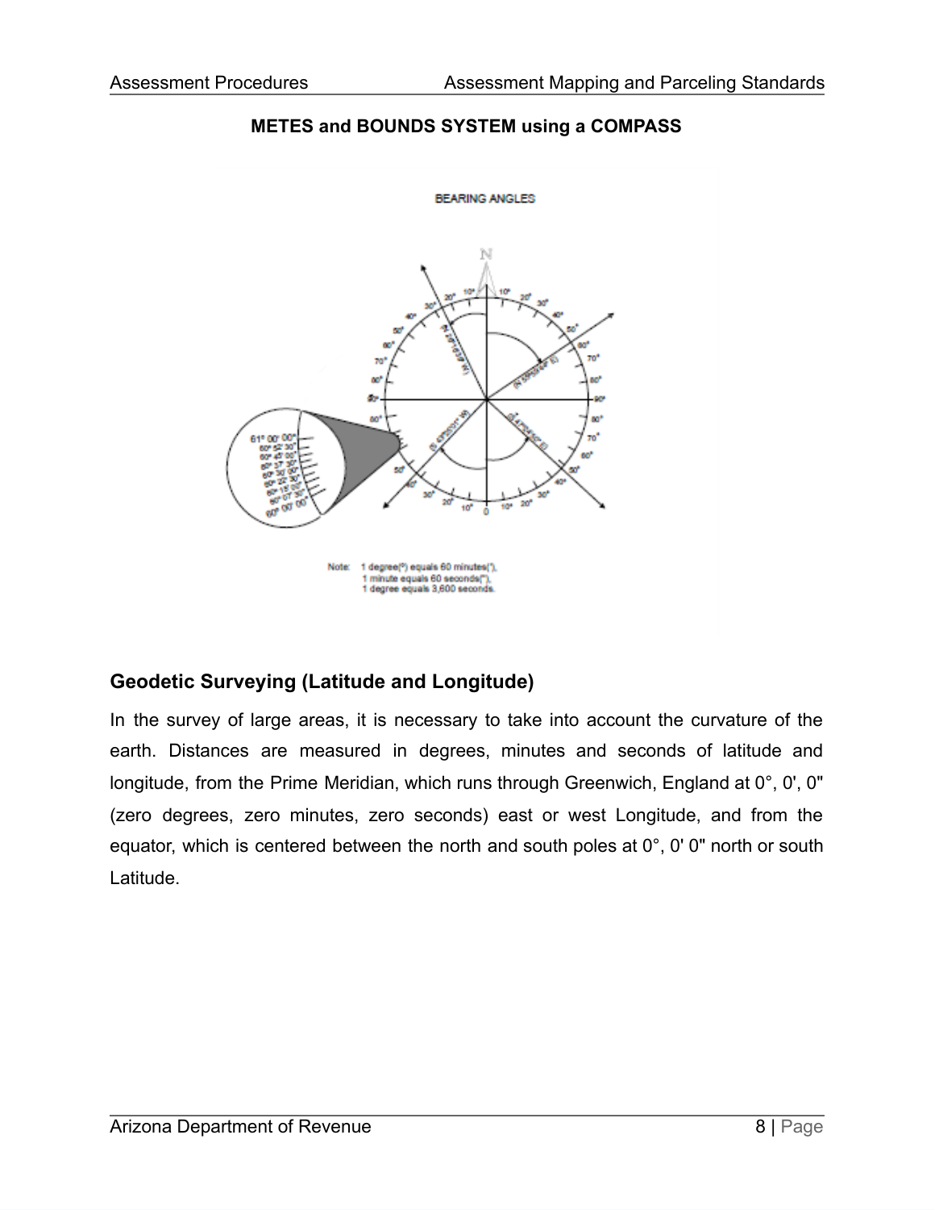**METES and BOUNDS SYSTEM using a COMPASS**

BEARING ANGLES

Note: 1 degree(°) equals 60 minutes('),
1 minute equals 60 seconds("),
1 degree equals 3,600 seconds.

## Geodetic Surveying (Latitude and Longitude)

In the survey of large areas, it is necessary to take into account the curvature of the earth. Distances are measured in degrees, minutes and seconds of latitude and longitude, from the Prime Meridian, which runs through Greenwich, England at 0°, 0', 0" (zero degrees, zero minutes, zero seconds) east or west Longitude, and from the equator, which is centered between the north and south poles at 0°, 0' 0" north or south Latitude.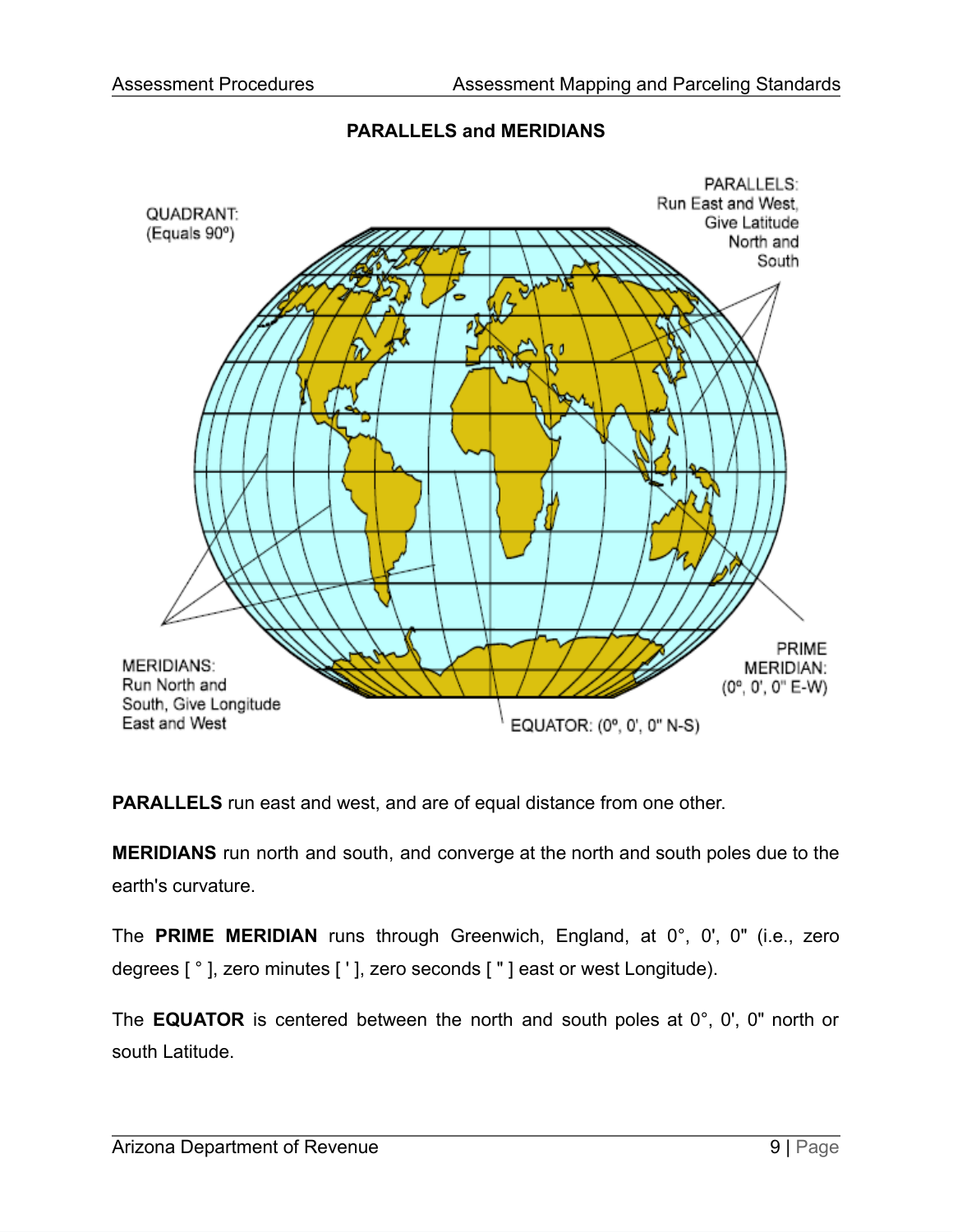**PARALLELS and MERIDIANS**

QUADRANT: (Equals 90º)

PARALLELS: Run East and West, Give Latitude North and South

MERIDIANS: Run North and South, Give Longitude East and West

EQUATOR: (0º, 0', 0" N-S)

PRIME MERIDIAN: (0º, 0', 0" E-W)

**PARALLELS** run east and west, and are of equal distance from one other.

**MERIDIANS** run north and south, and converge at the north and south poles due to the earth's curvature.

The **PRIME MERIDIAN** runs through Greenwich, England, at 0°, 0', 0" (i.e., zero degrees [ ° ], zero minutes [ ' ], zero seconds [ " ] east or west Longitude).

The **EQUATOR** is centered between the north and south poles at 0°, 0', 0" north or south Latitude.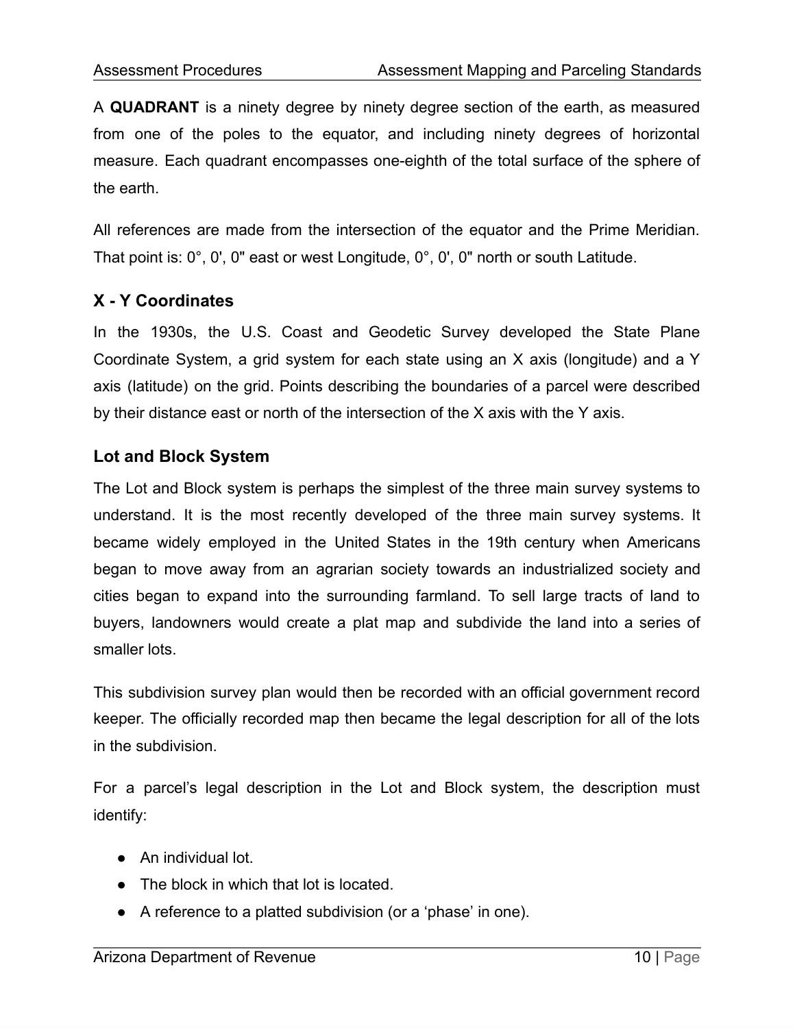A **QUADRANT** is a ninety degree by ninety degree section of the earth, as measured from one of the poles to the equator, and including ninety degrees of horizontal measure. Each quadrant encompasses one-eighth of the total surface of the sphere of the earth.

All references are made from the intersection of the equator and the Prime Meridian. That point is: 0°, 0', 0" east or west Longitude, 0°, 0', 0" north or south Latitude.

### X - Y Coordinates

In the 1930s, the U.S. Coast and Geodetic Survey developed the State Plane Coordinate System, a grid system for each state using an X axis (longitude) and a Y axis (latitude) on the grid. Points describing the boundaries of a parcel were described by their distance east or north of the intersection of the X axis with the Y axis.

### Lot and Block System

The Lot and Block system is perhaps the simplest of the three main survey systems to understand. It is the most recently developed of the three main survey systems. It became widely employed in the United States in the 19th century when Americans began to move away from an agrarian society towards an industrialized society and cities began to expand into the surrounding farmland. To sell large tracts of land to buyers, landowners would create a plat map and subdivide the land into a series of smaller lots.

This subdivision survey plan would then be recorded with an official government record keeper. The officially recorded map then became the legal description for all of the lots in the subdivision.

For a parcel's legal description in the Lot and Block system, the description must identify:

- An individual lot.
- The block in which that lot is located.
- A reference to a platted subdivision (or a 'phase' in one).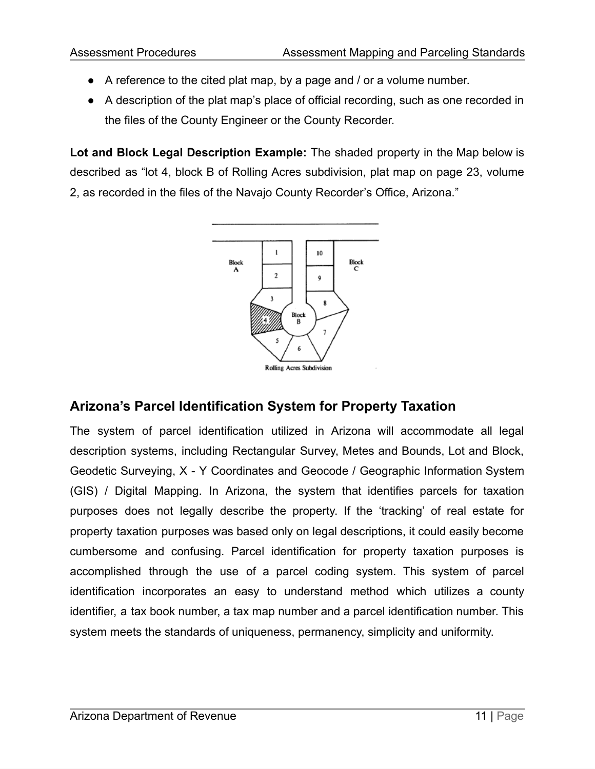- A reference to the cited plat map, by a page and / or a volume number.
- A description of the plat map's place of official recording, such as one recorded in the files of the County Engineer or the County Recorder.

**Lot and Block Legal Description Example:** The shaded property in the Map below is described as "lot 4, block B of Rolling Acres subdivision, plat map on page 23, volume 2, as recorded in the files of the Navajo County Recorder's Office, Arizona."

## Arizona's Parcel Identification System for Property Taxation

The system of parcel identification utilized in Arizona will accommodate all legal description systems, including Rectangular Survey, Metes and Bounds, Lot and Block, Geodetic Surveying, X - Y Coordinates and Geocode / Geographic Information System (GIS) / Digital Mapping. In Arizona, the system that identifies parcels for taxation purposes does not legally describe the property. If the 'tracking' of real estate for property taxation purposes was based only on legal descriptions, it could easily become cumbersome and confusing. Parcel identification for property taxation purposes is accomplished through the use of a parcel coding system. This system of parcel identification incorporates an easy to understand method which utilizes a county identifier, a tax book number, a tax map number and a parcel identification number. This system meets the standards of uniqueness, permanency, simplicity and uniformity.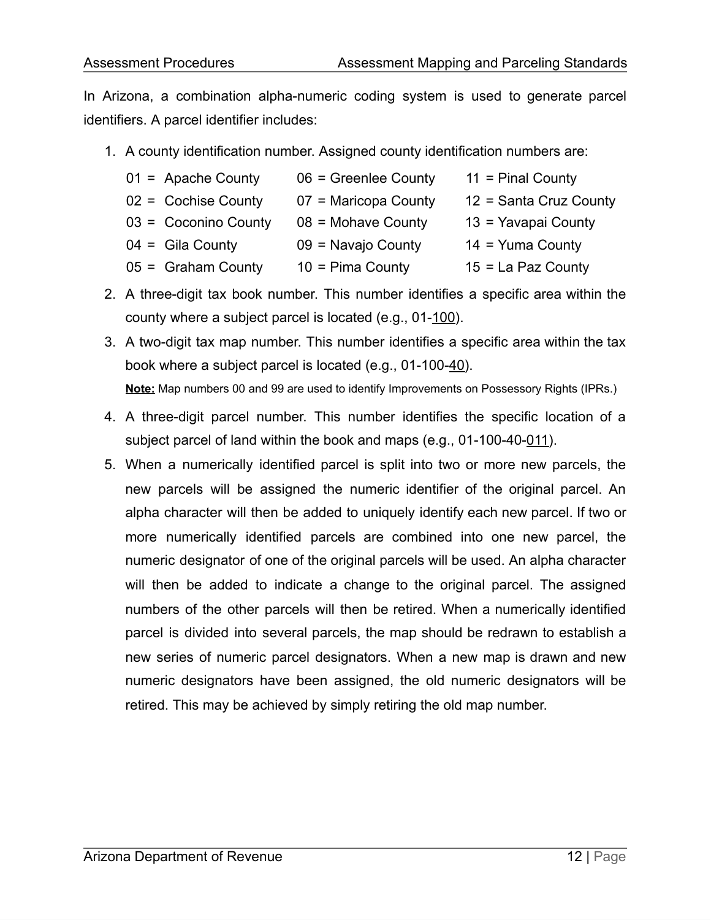In Arizona, a combination alpha-numeric coding system is used to generate parcel identifiers. A parcel identifier includes:

1. A county identification number. Assigned county identification numbers are:

   01 = Apache County
   02 = Cochise County
   03 = Coconino County
   04 = Gila County
   05 = Graham County
   06 = Greenlee County
   07 = Maricopa County
   08 = Mohave County
   09 = Navajo County
   10 = Pima County
   11 = Pinal County
   12 = Santa Cruz County
   13 = Yavapai County
   14 = Yuma County
   15 = La Paz County

2. A three-digit tax book number. This number identifies a specific area within the county where a subject parcel is located (e.g., 01-<u>100</u>).
3. A two-digit tax map number. This number identifies a specific area within the tax book where a subject parcel is located (e.g., 01-100-<u>40</u>).

   **<u>Note:</u>** Map numbers 00 and 99 are used to identify Improvements on Possessory Rights (IPRs.)

4. A three-digit parcel number. This number identifies the specific location of a subject parcel of land within the book and maps (e.g., 01-100-40-<u>011</u>).
5. When a numerically identified parcel is split into two or more new parcels, the new parcels will be assigned the numeric identifier of the original parcel. An alpha character will then be added to uniquely identify each new parcel. If two or more numerically identified parcels are combined into one new parcel, the numeric designator of one of the original parcels will be used. An alpha character will then be added to indicate a change to the original parcel. The assigned numbers of the other parcels will then be retired. When a numerically identified parcel is divided into several parcels, the map should be redrawn to establish a new series of numeric parcel designators. When a new map is drawn and new numeric designators have been assigned, the old numeric designators will be retired. This may be achieved by simply retiring the old map number.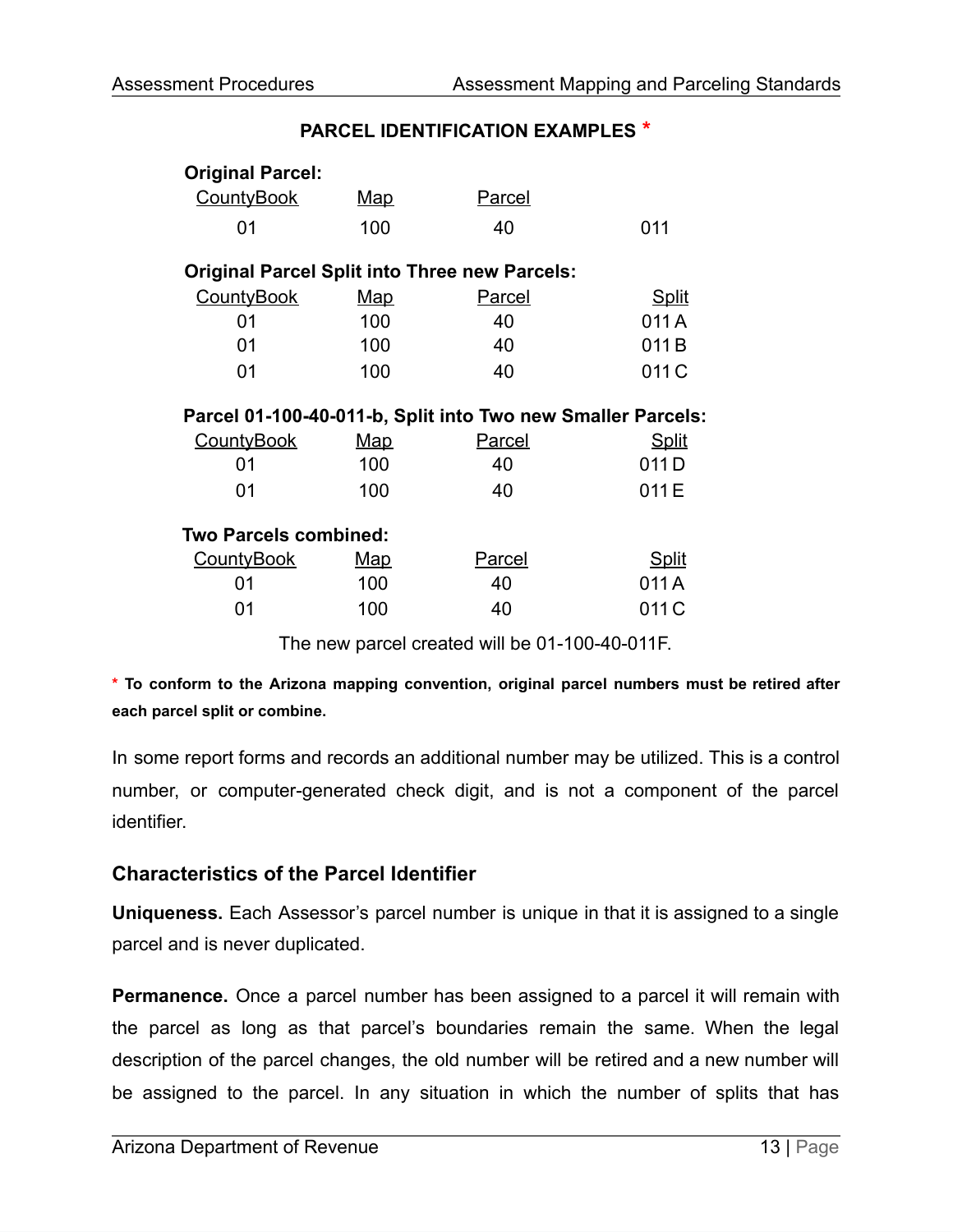**PARCEL IDENTIFICATION EXAMPLES** *

**Original Parcel:**

| CountyBook | Map | Parcel | |
|---|---|---|---|
| 01 | 100 | 40 | 011 |

**Original Parcel Split into Three new Parcels:**

| CountyBook | Map | Parcel | Split |
|---|---|---|---|
| 01 | 100 | 40 | 011 A |
| 01 | 100 | 40 | 011 B |
| 01 | 100 | 40 | 011 C |

**Parcel 01-100-40-011-b, Split into Two new Smaller Parcels:**

| CountyBook | Map | Parcel | Split |
|---|---|---|---|
| 01 | 100 | 40 | 011 D |
| 01 | 100 | 40 | 011 E |

**Two Parcels combined:**

| CountyBook | Map | Parcel | Split |
|---|---|---|---|
| 01 | 100 | 40 | 011 A |
| 01 | 100 | 40 | 011 C |

The new parcel created will be 01-100-40-011F.

\* **To conform to the Arizona mapping convention, original parcel numbers must be retired after each parcel split or combine.**

In some report forms and records an additional number may be utilized. This is a control number, or computer-generated check digit, and is not a component of the parcel identifier.

## Characteristics of the Parcel Identifier

**Uniqueness.** Each Assessor's parcel number is unique in that it is assigned to a single parcel and is never duplicated.

**Permanence.** Once a parcel number has been assigned to a parcel it will remain with the parcel as long as that parcel's boundaries remain the same. When the legal description of the parcel changes, the old number will be retired and a new number will be assigned to the parcel. In any situation in which the number of splits that has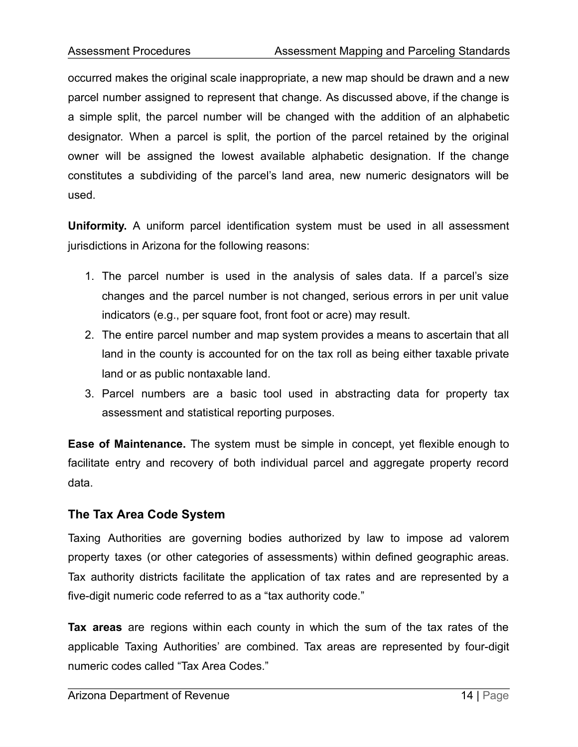occurred makes the original scale inappropriate, a new map should be drawn and a new parcel number assigned to represent that change. As discussed above, if the change is a simple split, the parcel number will be changed with the addition of an alphabetic designator. When a parcel is split, the portion of the parcel retained by the original owner will be assigned the lowest available alphabetic designation. If the change constitutes a subdividing of the parcel's land area, new numeric designators will be used.

**Uniformity.** A uniform parcel identification system must be used in all assessment jurisdictions in Arizona for the following reasons:

1. The parcel number is used in the analysis of sales data. If a parcel's size changes and the parcel number is not changed, serious errors in per unit value indicators (e.g., per square foot, front foot or acre) may result.
2. The entire parcel number and map system provides a means to ascertain that all land in the county is accounted for on the tax roll as being either taxable private land or as public nontaxable land.
3. Parcel numbers are a basic tool used in abstracting data for property tax assessment and statistical reporting purposes.

**Ease of Maintenance.** The system must be simple in concept, yet flexible enough to facilitate entry and recovery of both individual parcel and aggregate property record data.

## The Tax Area Code System

Taxing Authorities are governing bodies authorized by law to impose ad valorem property taxes (or other categories of assessments) within defined geographic areas. Tax authority districts facilitate the application of tax rates and are represented by a five-digit numeric code referred to as a "tax authority code."

**Tax areas** are regions within each county in which the sum of the tax rates of the applicable Taxing Authorities' are combined. Tax areas are represented by four-digit numeric codes called "Tax Area Codes."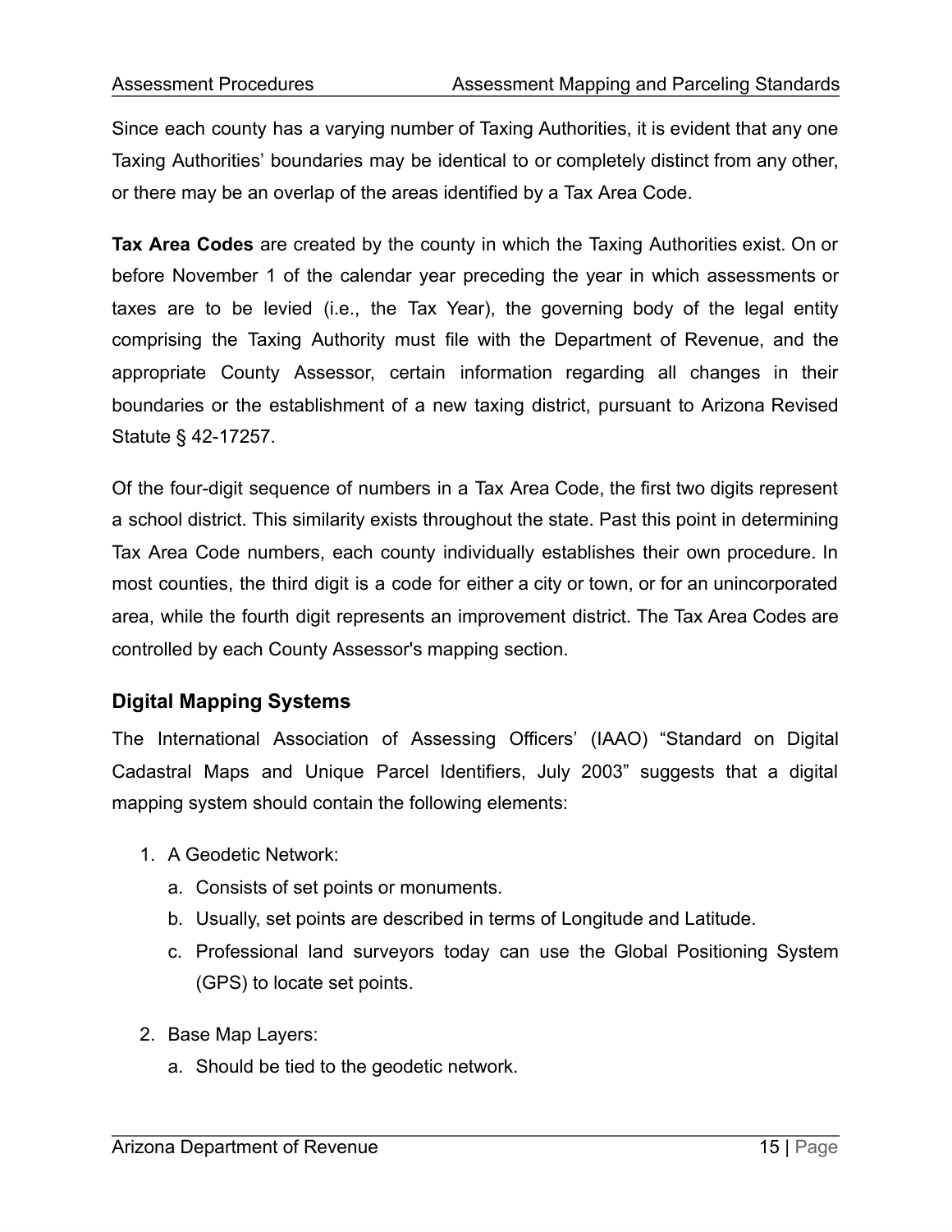Since each county has a varying number of Taxing Authorities, it is evident that any one Taxing Authorities' boundaries may be identical to or completely distinct from any other, or there may be an overlap of the areas identified by a Tax Area Code.

**Tax Area Codes** are created by the county in which the Taxing Authorities exist. On or before November 1 of the calendar year preceding the year in which assessments or taxes are to be levied (i.e., the Tax Year), the governing body of the legal entity comprising the Taxing Authority must file with the Department of Revenue, and the appropriate County Assessor, certain information regarding all changes in their boundaries or the establishment of a new taxing district, pursuant to Arizona Revised Statute § 42-17257.

Of the four-digit sequence of numbers in a Tax Area Code, the first two digits represent a school district. This similarity exists throughout the state. Past this point in determining Tax Area Code numbers, each county individually establishes their own procedure. In most counties, the third digit is a code for either a city or town, or for an unincorporated area, while the fourth digit represents an improvement district. The Tax Area Codes are controlled by each County Assessor's mapping section.

## Digital Mapping Systems

The International Association of Assessing Officers' (IAAO) "Standard on Digital Cadastral Maps and Unique Parcel Identifiers, July 2003" suggests that a digital mapping system should contain the following elements:

1. A Geodetic Network:
   a. Consists of set points or monuments.
   b. Usually, set points are described in terms of Longitude and Latitude.
   c. Professional land surveyors today can use the Global Positioning System (GPS) to locate set points.

2. Base Map Layers:
   a. Should be tied to the geodetic network.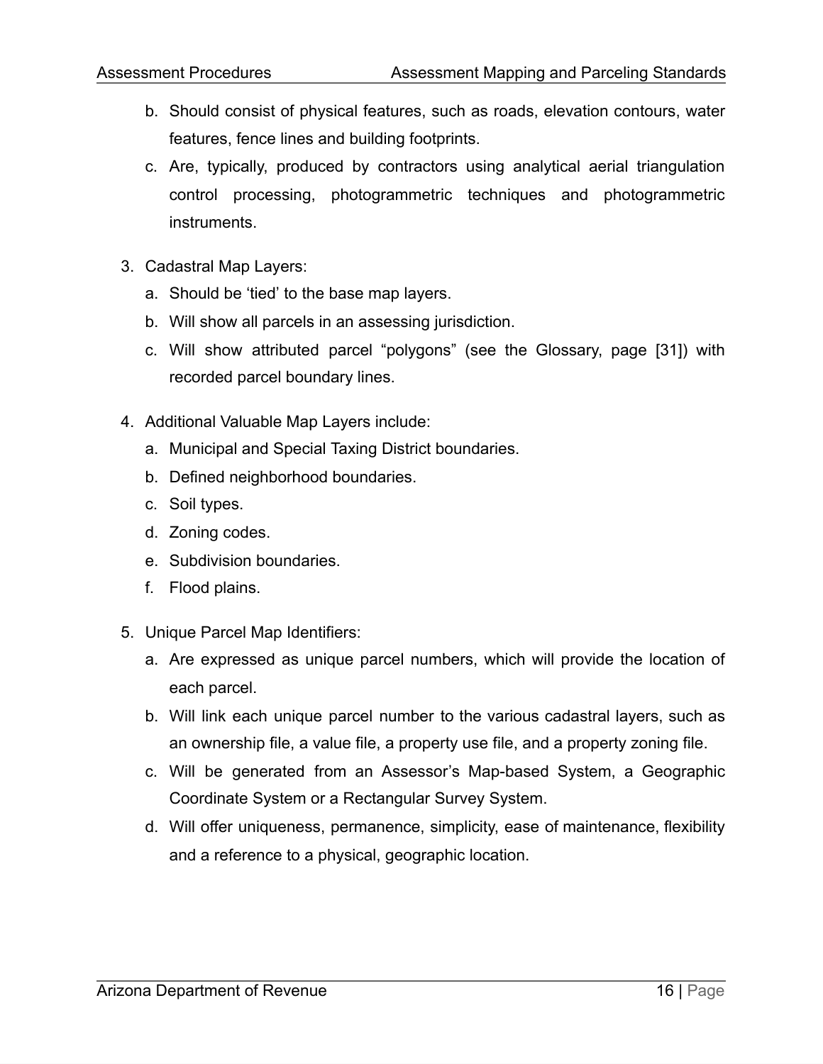b. Should consist of physical features, such as roads, elevation contours, water features, fence lines and building footprints.

c. Are, typically, produced by contractors using analytical aerial triangulation control processing, photogrammetric techniques and photogrammetric instruments.

3. Cadastral Map Layers:

   a. Should be 'tied' to the base map layers.

   b. Will show all parcels in an assessing jurisdiction.

   c. Will show attributed parcel "polygons" (see the Glossary, page [31]) with recorded parcel boundary lines.

4. Additional Valuable Map Layers include:

   a. Municipal and Special Taxing District boundaries.

   b. Defined neighborhood boundaries.

   c. Soil types.

   d. Zoning codes.

   e. Subdivision boundaries.

   f. Flood plains.

5. Unique Parcel Map Identifiers:

   a. Are expressed as unique parcel numbers, which will provide the location of each parcel.

   b. Will link each unique parcel number to the various cadastral layers, such as an ownership file, a value file, a property use file, and a property zoning file.

   c. Will be generated from an Assessor's Map-based System, a Geographic Coordinate System or a Rectangular Survey System.

   d. Will offer uniqueness, permanence, simplicity, ease of maintenance, flexibility and a reference to a physical, geographic location.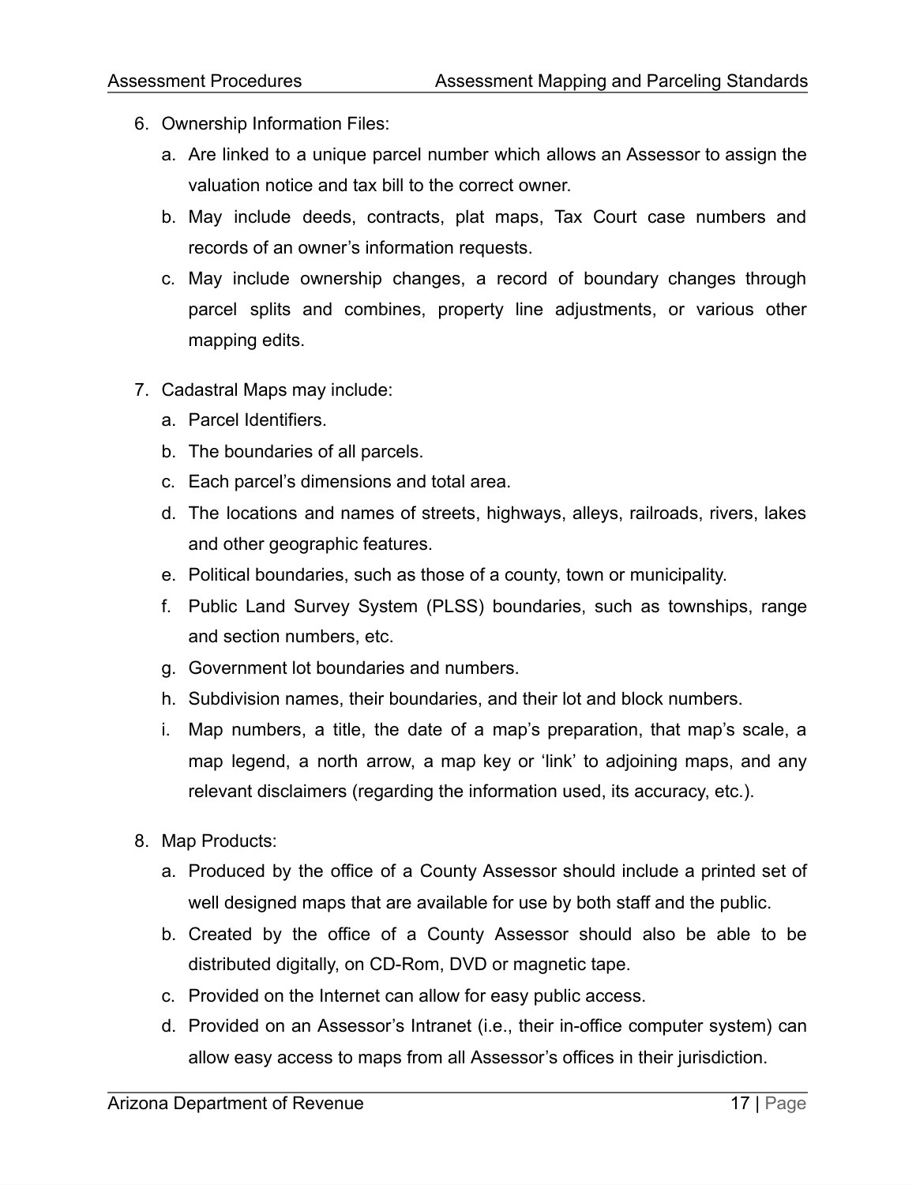6. Ownership Information Files:
   a. Are linked to a unique parcel number which allows an Assessor to assign the valuation notice and tax bill to the correct owner.
   b. May include deeds, contracts, plat maps, Tax Court case numbers and records of an owner's information requests.
   c. May include ownership changes, a record of boundary changes through parcel splits and combines, property line adjustments, or various other mapping edits.

7. Cadastral Maps may include:
   a. Parcel Identifiers.
   b. The boundaries of all parcels.
   c. Each parcel's dimensions and total area.
   d. The locations and names of streets, highways, alleys, railroads, rivers, lakes and other geographic features.
   e. Political boundaries, such as those of a county, town or municipality.
   f. Public Land Survey System (PLSS) boundaries, such as townships, range and section numbers, etc.
   g. Government lot boundaries and numbers.
   h. Subdivision names, their boundaries, and their lot and block numbers.
   i. Map numbers, a title, the date of a map's preparation, that map's scale, a map legend, a north arrow, a map key or 'link' to adjoining maps, and any relevant disclaimers (regarding the information used, its accuracy, etc.).

8. Map Products:
   a. Produced by the office of a County Assessor should include a printed set of well designed maps that are available for use by both staff and the public.
   b. Created by the office of a County Assessor should also be able to be distributed digitally, on CD-Rom, DVD or magnetic tape.
   c. Provided on the Internet can allow for easy public access.
   d. Provided on an Assessor's Intranet (i.e., their in-office computer system) can allow easy access to maps from all Assessor's offices in their jurisdiction.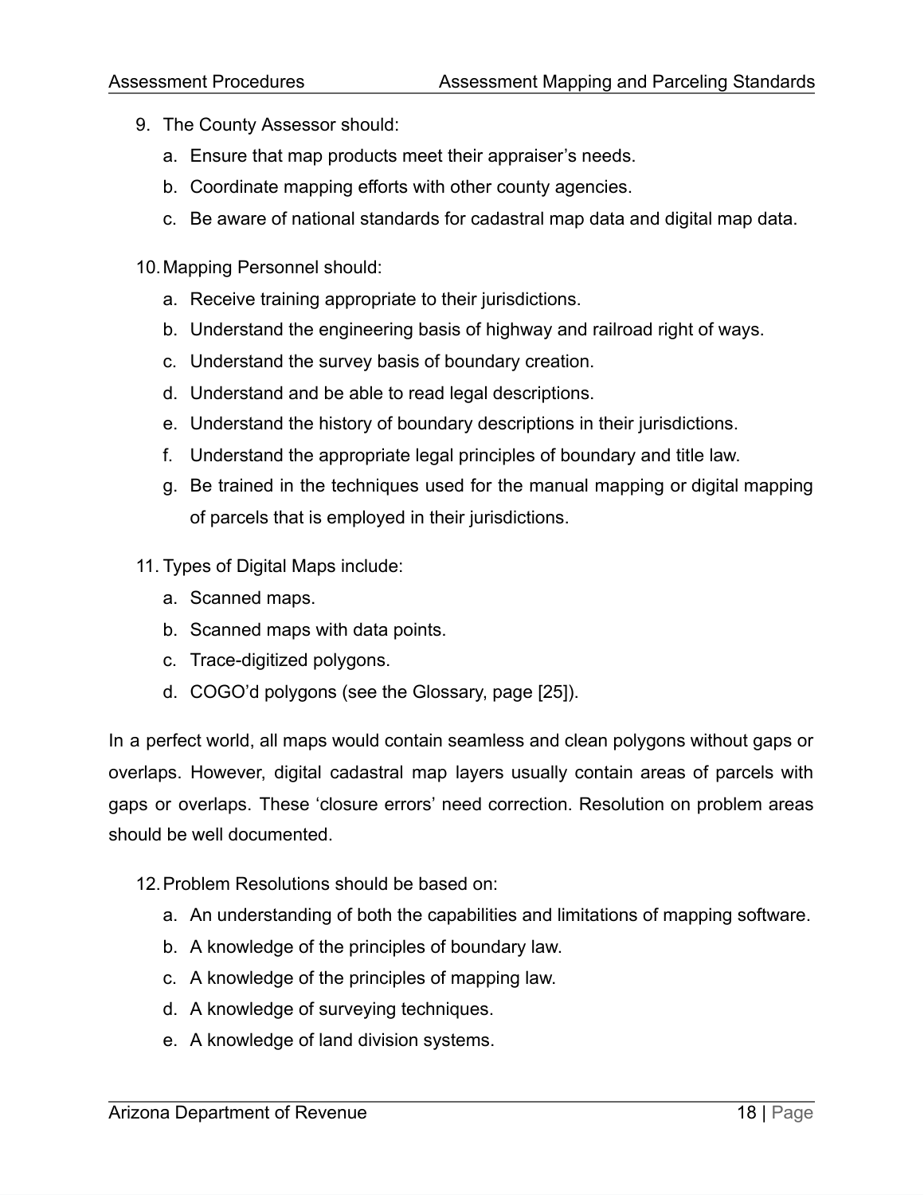9. The County Assessor should:
    a. Ensure that map products meet their appraiser's needs.
    b. Coordinate mapping efforts with other county agencies.
    c. Be aware of national standards for cadastral map data and digital map data.

10. Mapping Personnel should:
    a. Receive training appropriate to their jurisdictions.
    b. Understand the engineering basis of highway and railroad right of ways.
    c. Understand the survey basis of boundary creation.
    d. Understand and be able to read legal descriptions.
    e. Understand the history of boundary descriptions in their jurisdictions.
    f. Understand the appropriate legal principles of boundary and title law.
    g. Be trained in the techniques used for the manual mapping or digital mapping of parcels that is employed in their jurisdictions.

11. Types of Digital Maps include:
    a. Scanned maps.
    b. Scanned maps with data points.
    c. Trace-digitized polygons.
    d. COGO'd polygons (see the Glossary, page [25]).

In a perfect world, all maps would contain seamless and clean polygons without gaps or overlaps. However, digital cadastral map layers usually contain areas of parcels with gaps or overlaps. These 'closure errors' need correction. Resolution on problem areas should be well documented.

12. Problem Resolutions should be based on:
    a. An understanding of both the capabilities and limitations of mapping software.
    b. A knowledge of the principles of boundary law.
    c. A knowledge of the principles of mapping law.
    d. A knowledge of surveying techniques.
    e. A knowledge of land division systems.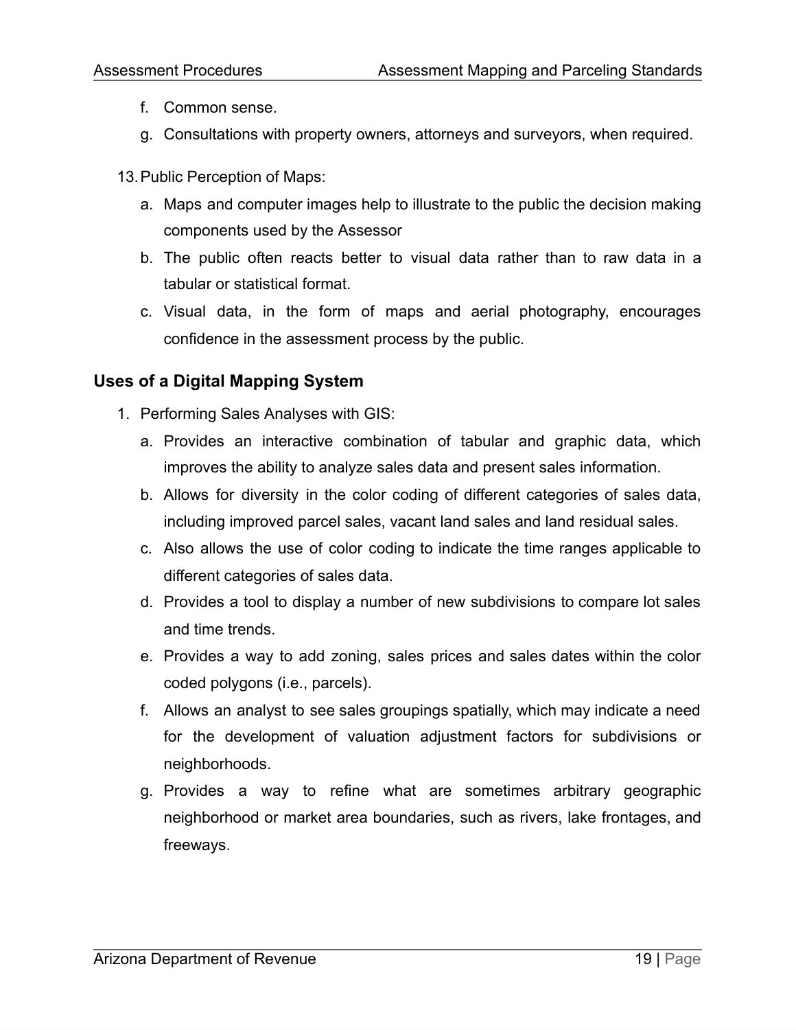f. Common sense.
g. Consultations with property owners, attorneys and surveyors, when required.

13. Public Perception of Maps:
    a. Maps and computer images help to illustrate to the public the decision making components used by the Assessor
    b. The public often reacts better to visual data rather than to raw data in a tabular or statistical format.
    c. Visual data, in the form of maps and aerial photography, encourages confidence in the assessment process by the public.

## Uses of a Digital Mapping System

1. Performing Sales Analyses with GIS:
    a. Provides an interactive combination of tabular and graphic data, which improves the ability to analyze sales data and present sales information.
    b. Allows for diversity in the color coding of different categories of sales data, including improved parcel sales, vacant land sales and land residual sales.
    c. Also allows the use of color coding to indicate the time ranges applicable to different categories of sales data.
    d. Provides a tool to display a number of new subdivisions to compare lot sales and time trends.
    e. Provides a way to add zoning, sales prices and sales dates within the color coded polygons (i.e., parcels).
    f. Allows an analyst to see sales groupings spatially, which may indicate a need for the development of valuation adjustment factors for subdivisions or neighborhoods.
    g. Provides a way to refine what are sometimes arbitrary geographic neighborhood or market area boundaries, such as rivers, lake frontages, and freeways.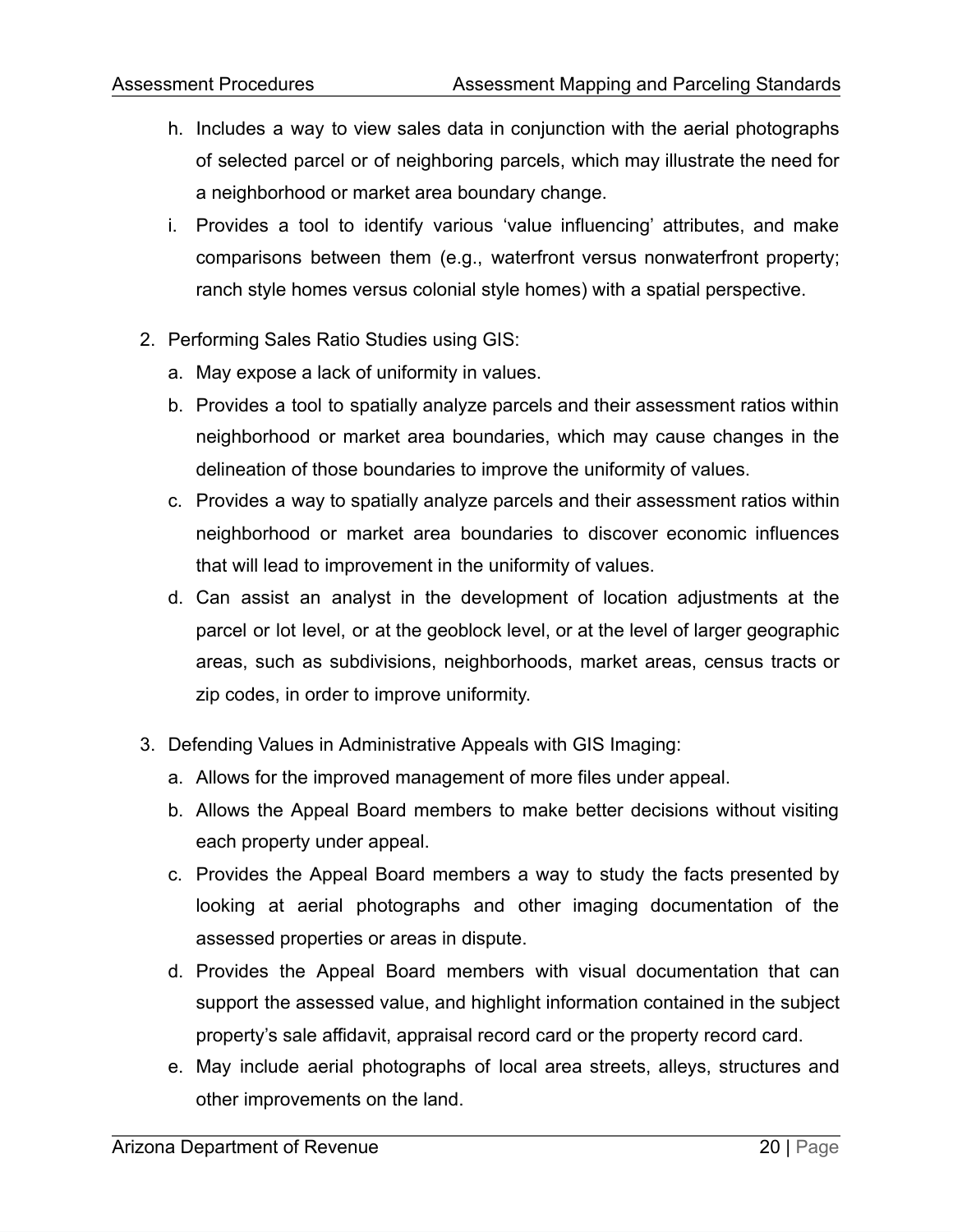h. Includes a way to view sales data in conjunction with the aerial photographs of selected parcel or of neighboring parcels, which may illustrate the need for a neighborhood or market area boundary change.

i. Provides a tool to identify various 'value influencing' attributes, and make comparisons between them (e.g., waterfront versus nonwaterfront property; ranch style homes versus colonial style homes) with a spatial perspective.

2. Performing Sales Ratio Studies using GIS:
   a. May expose a lack of uniformity in values.
   b. Provides a tool to spatially analyze parcels and their assessment ratios within neighborhood or market area boundaries, which may cause changes in the delineation of those boundaries to improve the uniformity of values.
   c. Provides a way to spatially analyze parcels and their assessment ratios within neighborhood or market area boundaries to discover economic influences that will lead to improvement in the uniformity of values.
   d. Can assist an analyst in the development of location adjustments at the parcel or lot level, or at the geoblock level, or at the level of larger geographic areas, such as subdivisions, neighborhoods, market areas, census tracts or zip codes, in order to improve uniformity.

3. Defending Values in Administrative Appeals with GIS Imaging:
   a. Allows for the improved management of more files under appeal.
   b. Allows the Appeal Board members to make better decisions without visiting each property under appeal.
   c. Provides the Appeal Board members a way to study the facts presented by looking at aerial photographs and other imaging documentation of the assessed properties or areas in dispute.
   d. Provides the Appeal Board members with visual documentation that can support the assessed value, and highlight information contained in the subject property's sale affidavit, appraisal record card or the property record card.
   e. May include aerial photographs of local area streets, alleys, structures and other improvements on the land.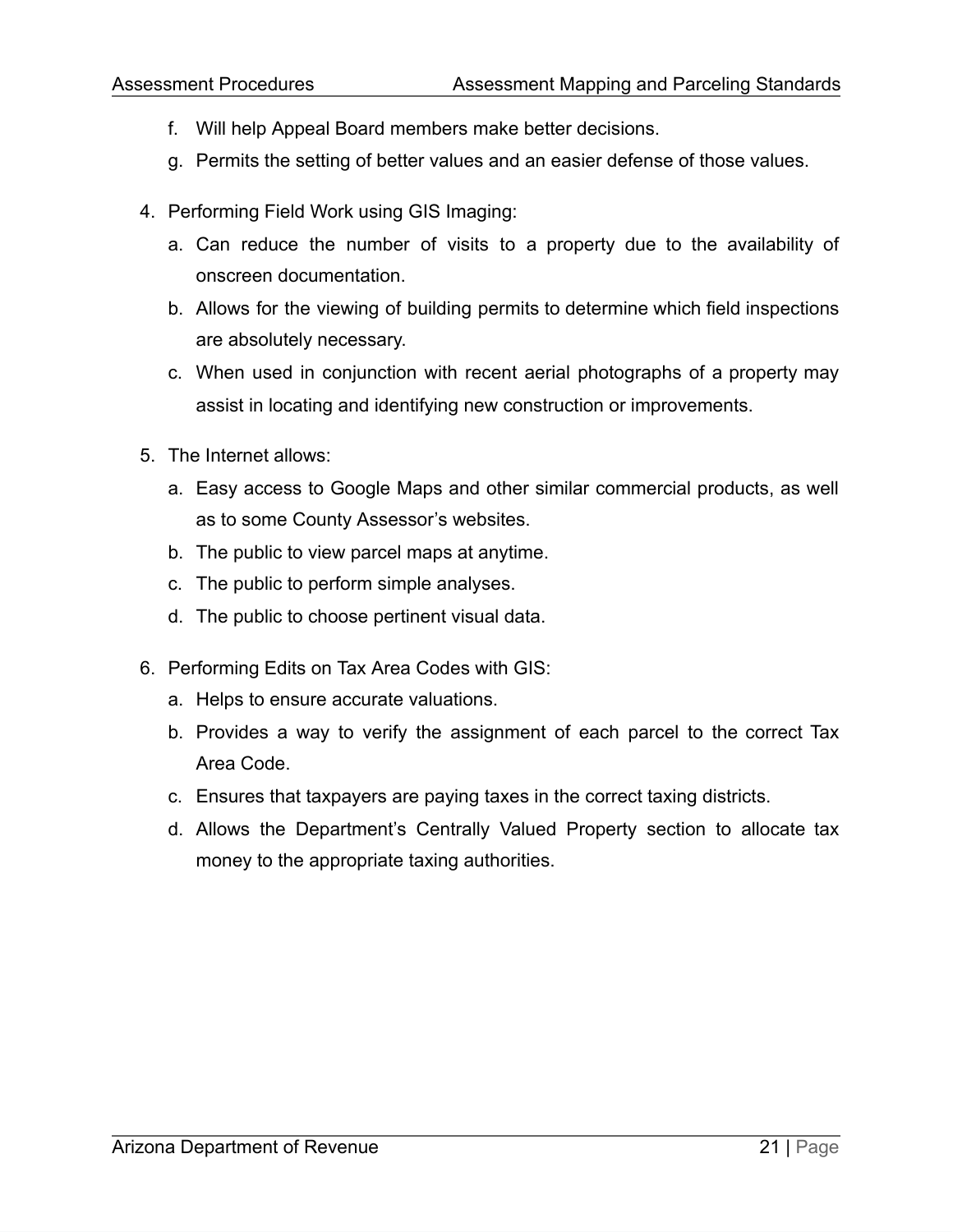f. Will help Appeal Board members make better decisions.

g. Permits the setting of better values and an easier defense of those values.

4. Performing Field Work using GIS Imaging:
    a. Can reduce the number of visits to a property due to the availability of onscreen documentation.
    b. Allows for the viewing of building permits to determine which field inspections are absolutely necessary.
    c. When used in conjunction with recent aerial photographs of a property may assist in locating and identifying new construction or improvements.

5. The Internet allows:
    a. Easy access to Google Maps and other similar commercial products, as well as to some County Assessor's websites.
    b. The public to view parcel maps at anytime.
    c. The public to perform simple analyses.
    d. The public to choose pertinent visual data.

6. Performing Edits on Tax Area Codes with GIS:
    a. Helps to ensure accurate valuations.
    b. Provides a way to verify the assignment of each parcel to the correct Tax Area Code.
    c. Ensures that taxpayers are paying taxes in the correct taxing districts.
    d. Allows the Department's Centrally Valued Property section to allocate tax money to the appropriate taxing authorities.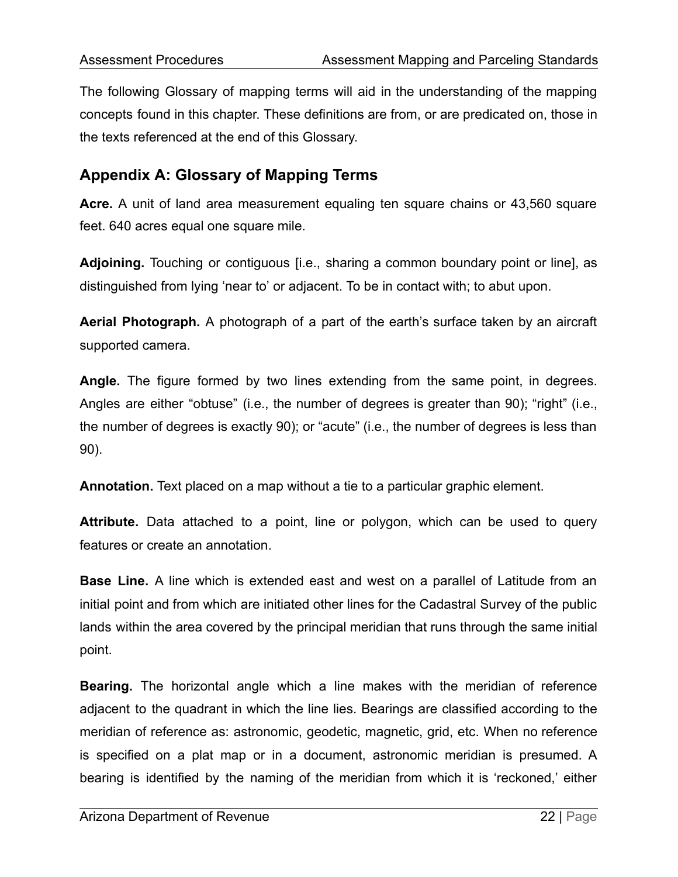The following Glossary of mapping terms will aid in the understanding of the mapping concepts found in this chapter. These definitions are from, or are predicated on, those in the texts referenced at the end of this Glossary.

## Appendix A: Glossary of Mapping Terms

**Acre.** A unit of land area measurement equaling ten square chains or 43,560 square feet. 640 acres equal one square mile.

**Adjoining.** Touching or contiguous [i.e., sharing a common boundary point or line], as distinguished from lying 'near to' or adjacent. To be in contact with; to abut upon.

**Aerial Photograph.** A photograph of a part of the earth's surface taken by an aircraft supported camera.

**Angle.** The figure formed by two lines extending from the same point, in degrees. Angles are either "obtuse" (i.e., the number of degrees is greater than 90); "right" (i.e., the number of degrees is exactly 90); or "acute" (i.e., the number of degrees is less than 90).

**Annotation.** Text placed on a map without a tie to a particular graphic element.

**Attribute.** Data attached to a point, line or polygon, which can be used to query features or create an annotation.

**Base Line.** A line which is extended east and west on a parallel of Latitude from an initial point and from which are initiated other lines for the Cadastral Survey of the public lands within the area covered by the principal meridian that runs through the same initial point.

**Bearing.** The horizontal angle which a line makes with the meridian of reference adjacent to the quadrant in which the line lies. Bearings are classified according to the meridian of reference as: astronomic, geodetic, magnetic, grid, etc. When no reference is specified on a plat map or in a document, astronomic meridian is presumed. A bearing is identified by the naming of the meridian from which it is 'reckoned,' either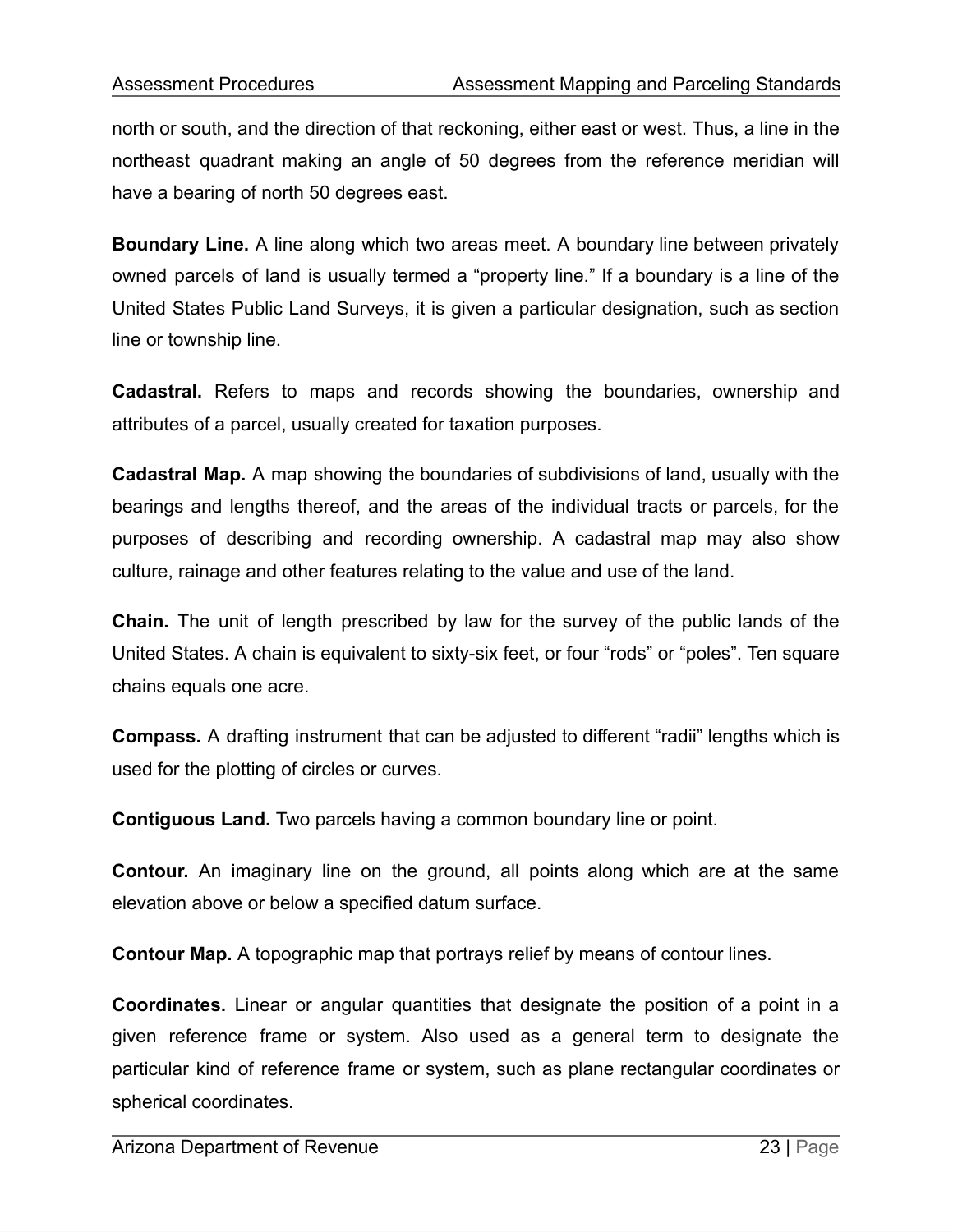north or south, and the direction of that reckoning, either east or west. Thus, a line in the northeast quadrant making an angle of 50 degrees from the reference meridian will have a bearing of north 50 degrees east.

**Boundary Line.** A line along which two areas meet. A boundary line between privately owned parcels of land is usually termed a "property line." If a boundary is a line of the United States Public Land Surveys, it is given a particular designation, such as section line or township line.

**Cadastral.** Refers to maps and records showing the boundaries, ownership and attributes of a parcel, usually created for taxation purposes.

**Cadastral Map.** A map showing the boundaries of subdivisions of land, usually with the bearings and lengths thereof, and the areas of the individual tracts or parcels, for the purposes of describing and recording ownership. A cadastral map may also show culture, rainage and other features relating to the value and use of the land.

**Chain.** The unit of length prescribed by law for the survey of the public lands of the United States. A chain is equivalent to sixty-six feet, or four "rods" or "poles". Ten square chains equals one acre.

**Compass.** A drafting instrument that can be adjusted to different "radii" lengths which is used for the plotting of circles or curves.

**Contiguous Land.** Two parcels having a common boundary line or point.

**Contour.** An imaginary line on the ground, all points along which are at the same elevation above or below a specified datum surface.

**Contour Map.** A topographic map that portrays relief by means of contour lines.

**Coordinates.** Linear or angular quantities that designate the position of a point in a given reference frame or system. Also used as a general term to designate the particular kind of reference frame or system, such as plane rectangular coordinates or spherical coordinates.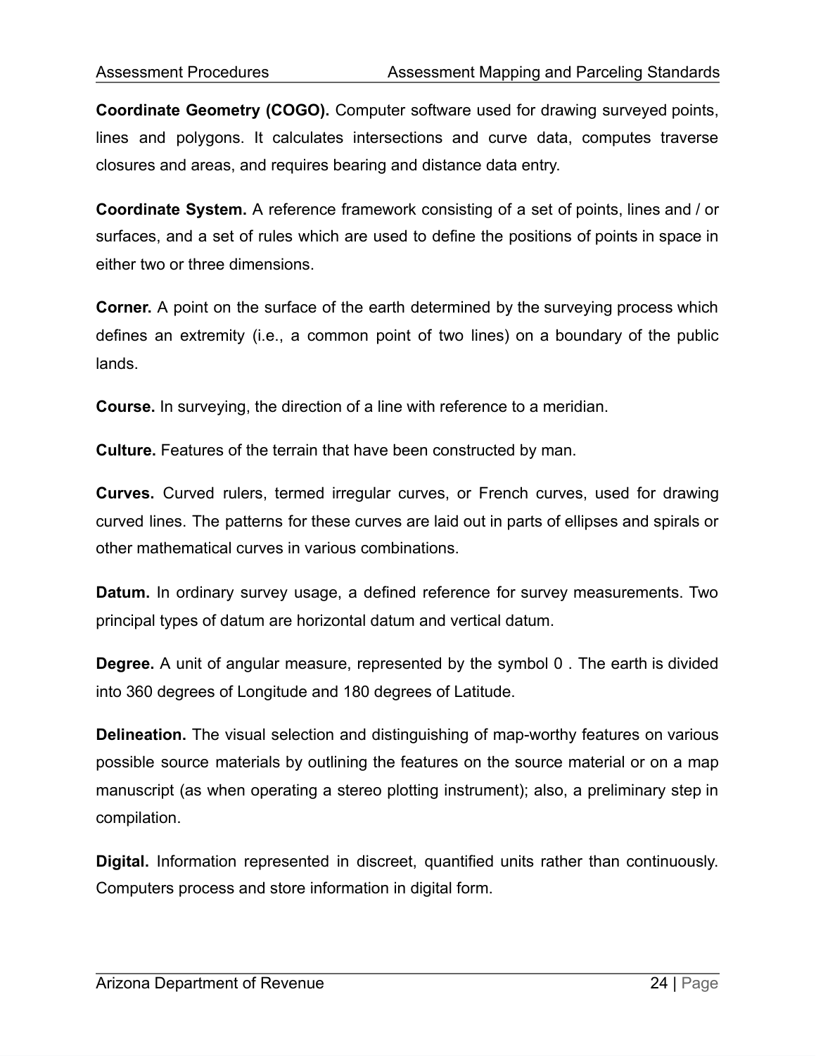**Coordinate Geometry (COGO).** Computer software used for drawing surveyed points, lines and polygons. It calculates intersections and curve data, computes traverse closures and areas, and requires bearing and distance data entry.

**Coordinate System.** A reference framework consisting of a set of points, lines and / or surfaces, and a set of rules which are used to define the positions of points in space in either two or three dimensions.

**Corner.** A point on the surface of the earth determined by the surveying process which defines an extremity (i.e., a common point of two lines) on a boundary of the public lands.

**Course.** In surveying, the direction of a line with reference to a meridian.

**Culture.** Features of the terrain that have been constructed by man.

**Curves.** Curved rulers, termed irregular curves, or French curves, used for drawing curved lines. The patterns for these curves are laid out in parts of ellipses and spirals or other mathematical curves in various combinations.

**Datum.** In ordinary survey usage, a defined reference for survey measurements. Two principal types of datum are horizontal datum and vertical datum.

**Degree.** A unit of angular measure, represented by the symbol 0 . The earth is divided into 360 degrees of Longitude and 180 degrees of Latitude.

**Delineation.** The visual selection and distinguishing of map-worthy features on various possible source materials by outlining the features on the source material or on a map manuscript (as when operating a stereo plotting instrument); also, a preliminary step in compilation.

**Digital.** Information represented in discreet, quantified units rather than continuously. Computers process and store information in digital form.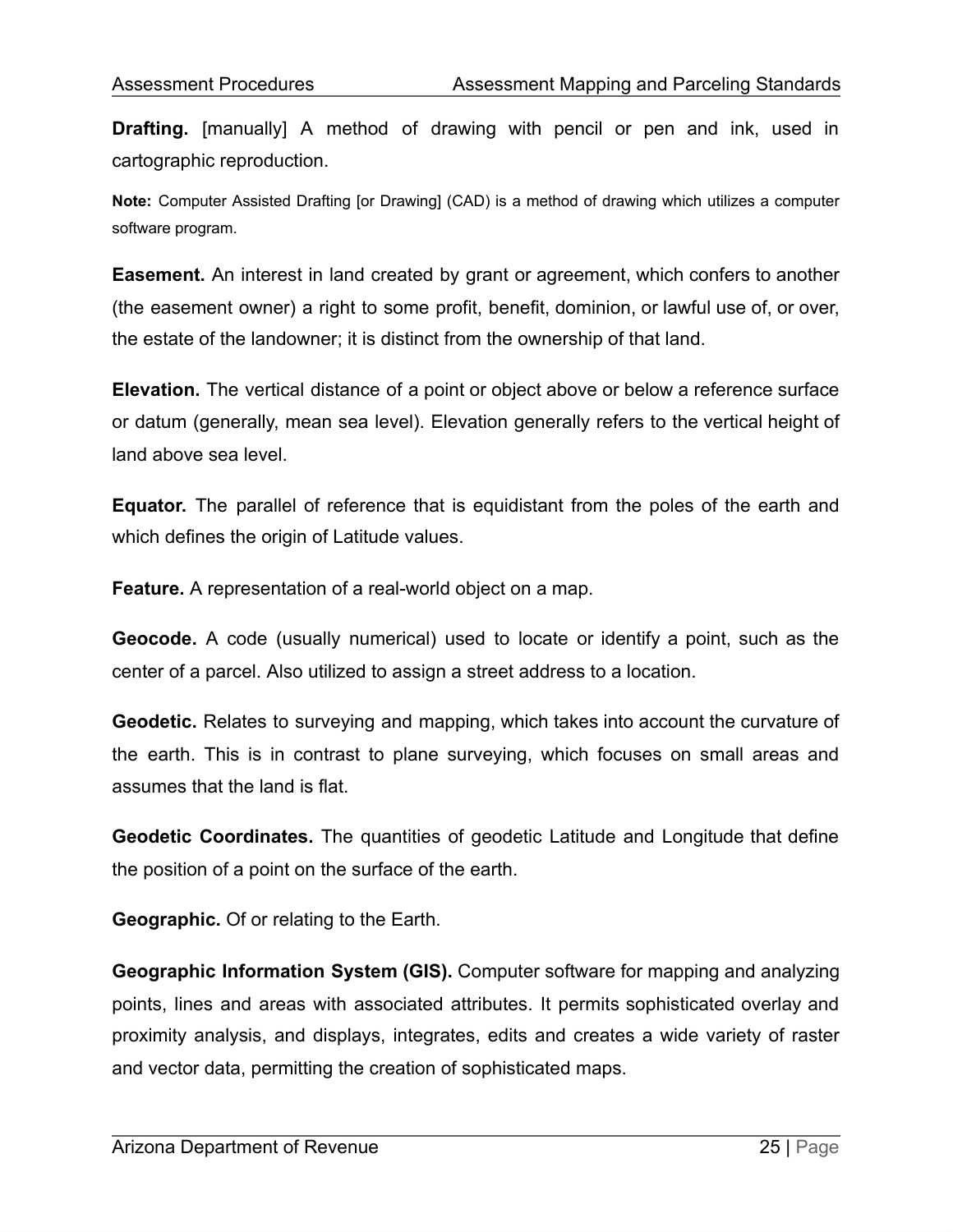**Drafting.** [manually] A method of drawing with pencil or pen and ink, used in cartographic reproduction.

**Note:** Computer Assisted Drafting [or Drawing] (CAD) is a method of drawing which utilizes a computer software program.

**Easement.** An interest in land created by grant or agreement, which confers to another (the easement owner) a right to some profit, benefit, dominion, or lawful use of, or over, the estate of the landowner; it is distinct from the ownership of that land.

**Elevation.** The vertical distance of a point or object above or below a reference surface or datum (generally, mean sea level). Elevation generally refers to the vertical height of land above sea level.

**Equator.** The parallel of reference that is equidistant from the poles of the earth and which defines the origin of Latitude values.

**Feature.** A representation of a real-world object on a map.

**Geocode.** A code (usually numerical) used to locate or identify a point, such as the center of a parcel. Also utilized to assign a street address to a location.

**Geodetic.** Relates to surveying and mapping, which takes into account the curvature of the earth. This is in contrast to plane surveying, which focuses on small areas and assumes that the land is flat.

**Geodetic Coordinates.** The quantities of geodetic Latitude and Longitude that define the position of a point on the surface of the earth.

**Geographic.** Of or relating to the Earth.

**Geographic Information System (GIS).** Computer software for mapping and analyzing points, lines and areas with associated attributes. It permits sophisticated overlay and proximity analysis, and displays, integrates, edits and creates a wide variety of raster and vector data, permitting the creation of sophisticated maps.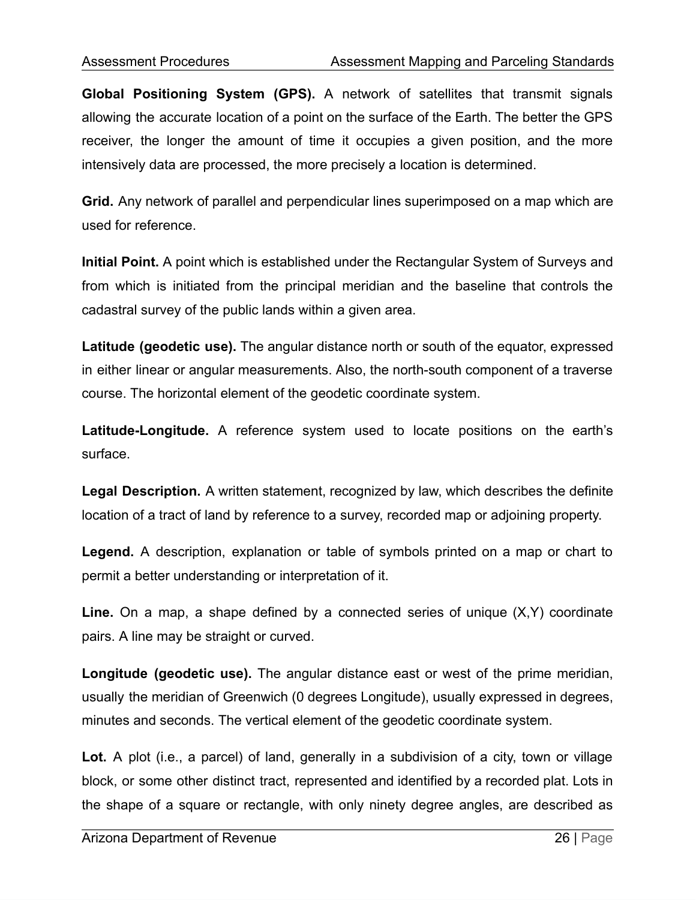**Global Positioning System (GPS).** A network of satellites that transmit signals allowing the accurate location of a point on the surface of the Earth. The better the GPS receiver, the longer the amount of time it occupies a given position, and the more intensively data are processed, the more precisely a location is determined.

**Grid.** Any network of parallel and perpendicular lines superimposed on a map which are used for reference.

**Initial Point.** A point which is established under the Rectangular System of Surveys and from which is initiated from the principal meridian and the baseline that controls the cadastral survey of the public lands within a given area.

**Latitude (geodetic use).** The angular distance north or south of the equator, expressed in either linear or angular measurements. Also, the north-south component of a traverse course. The horizontal element of the geodetic coordinate system.

**Latitude-Longitude.** A reference system used to locate positions on the earth's surface.

**Legal Description.** A written statement, recognized by law, which describes the definite location of a tract of land by reference to a survey, recorded map or adjoining property.

**Legend.** A description, explanation or table of symbols printed on a map or chart to permit a better understanding or interpretation of it.

**Line.** On a map, a shape defined by a connected series of unique (X,Y) coordinate pairs. A line may be straight or curved.

**Longitude (geodetic use).** The angular distance east or west of the prime meridian, usually the meridian of Greenwich (0 degrees Longitude), usually expressed in degrees, minutes and seconds. The vertical element of the geodetic coordinate system.

**Lot.** A plot (i.e., a parcel) of land, generally in a subdivision of a city, town or village block, or some other distinct tract, represented and identified by a recorded plat. Lots in the shape of a square or rectangle, with only ninety degree angles, are described as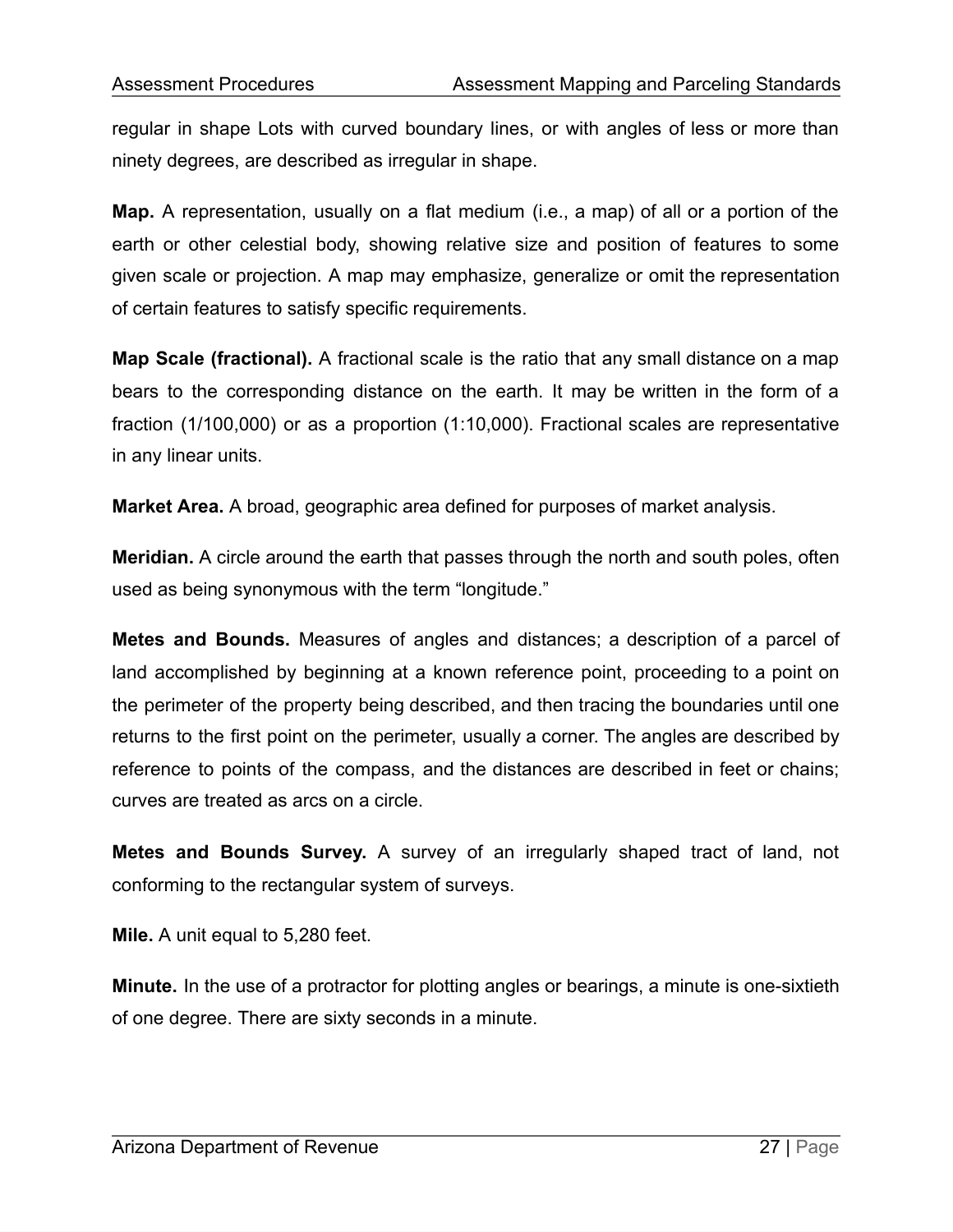regular in shape Lots with curved boundary lines, or with angles of less or more than ninety degrees, are described as irregular in shape.

**Map.** A representation, usually on a flat medium (i.e., a map) of all or a portion of the earth or other celestial body, showing relative size and position of features to some given scale or projection. A map may emphasize, generalize or omit the representation of certain features to satisfy specific requirements.

**Map Scale (fractional).** A fractional scale is the ratio that any small distance on a map bears to the corresponding distance on the earth. It may be written in the form of a fraction (1/100,000) or as a proportion (1:10,000). Fractional scales are representative in any linear units.

**Market Area.** A broad, geographic area defined for purposes of market analysis.

**Meridian.** A circle around the earth that passes through the north and south poles, often used as being synonymous with the term "longitude."

**Metes and Bounds.** Measures of angles and distances; a description of a parcel of land accomplished by beginning at a known reference point, proceeding to a point on the perimeter of the property being described, and then tracing the boundaries until one returns to the first point on the perimeter, usually a corner. The angles are described by reference to points of the compass, and the distances are described in feet or chains; curves are treated as arcs on a circle.

**Metes and Bounds Survey.** A survey of an irregularly shaped tract of land, not conforming to the rectangular system of surveys.

**Mile.** A unit equal to 5,280 feet.

**Minute.** In the use of a protractor for plotting angles or bearings, a minute is one-sixtieth of one degree. There are sixty seconds in a minute.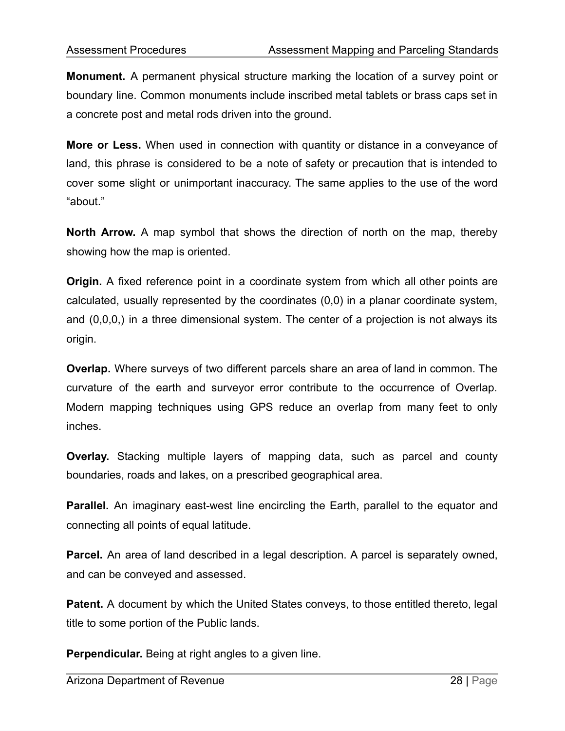**Monument.** A permanent physical structure marking the location of a survey point or boundary line. Common monuments include inscribed metal tablets or brass caps set in a concrete post and metal rods driven into the ground.

**More or Less.** When used in connection with quantity or distance in a conveyance of land, this phrase is considered to be a note of safety or precaution that is intended to cover some slight or unimportant inaccuracy. The same applies to the use of the word "about."

**North Arrow.** A map symbol that shows the direction of north on the map, thereby showing how the map is oriented.

**Origin.** A fixed reference point in a coordinate system from which all other points are calculated, usually represented by the coordinates (0,0) in a planar coordinate system, and (0,0,0,) in a three dimensional system. The center of a projection is not always its origin.

**Overlap.** Where surveys of two different parcels share an area of land in common. The curvature of the earth and surveyor error contribute to the occurrence of Overlap. Modern mapping techniques using GPS reduce an overlap from many feet to only inches.

**Overlay.** Stacking multiple layers of mapping data, such as parcel and county boundaries, roads and lakes, on a prescribed geographical area.

**Parallel.** An imaginary east-west line encircling the Earth, parallel to the equator and connecting all points of equal latitude.

**Parcel.** An area of land described in a legal description. A parcel is separately owned, and can be conveyed and assessed.

**Patent.** A document by which the United States conveys, to those entitled thereto, legal title to some portion of the Public lands.

**Perpendicular.** Being at right angles to a given line.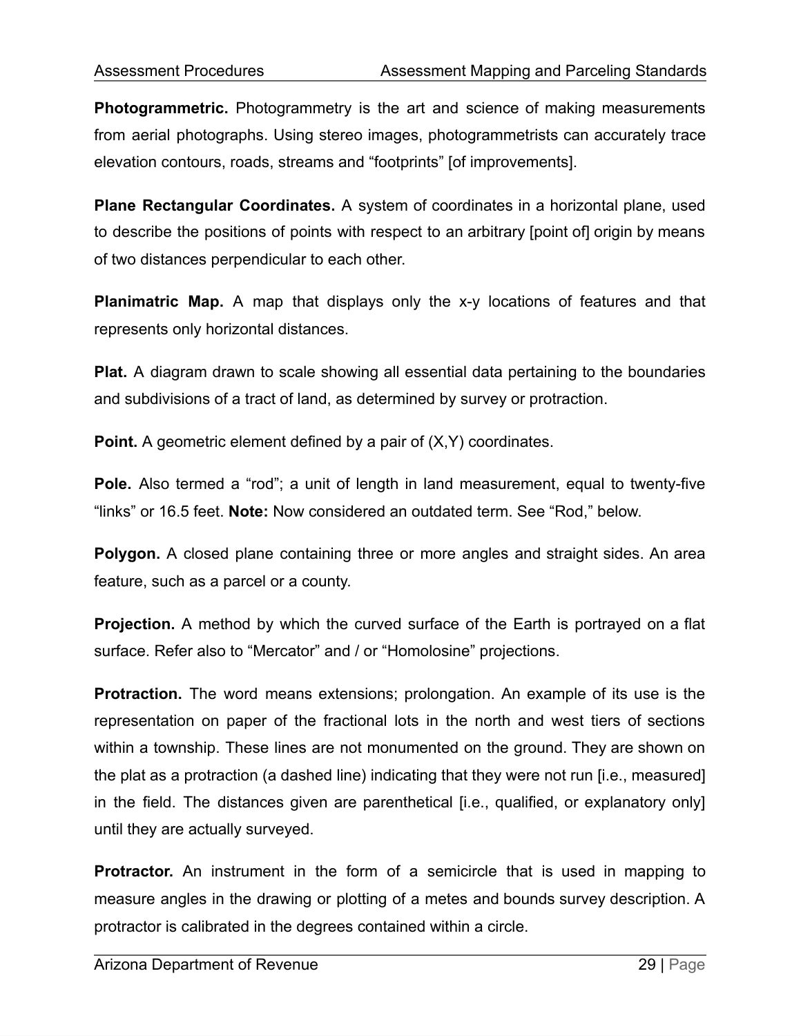**Photogrammetric.** Photogrammetry is the art and science of making measurements from aerial photographs. Using stereo images, photogrammetrists can accurately trace elevation contours, roads, streams and “footprints” [of improvements].

**Plane Rectangular Coordinates.** A system of coordinates in a horizontal plane, used to describe the positions of points with respect to an arbitrary [point of] origin by means of two distances perpendicular to each other.

**Planimatric Map.** A map that displays only the x-y locations of features and that represents only horizontal distances.

**Plat.** A diagram drawn to scale showing all essential data pertaining to the boundaries and subdivisions of a tract of land, as determined by survey or protraction.

**Point.** A geometric element defined by a pair of (X,Y) coordinates.

**Pole.** Also termed a “rod”; a unit of length in land measurement, equal to twenty-five “links” or 16.5 feet. **Note:** Now considered an outdated term. See “Rod,” below.

**Polygon.** A closed plane containing three or more angles and straight sides. An area feature, such as a parcel or a county.

**Projection.** A method by which the curved surface of the Earth is portrayed on a flat surface. Refer also to “Mercator” and / or “Homolosine” projections.

**Protraction.** The word means extensions; prolongation. An example of its use is the representation on paper of the fractional lots in the north and west tiers of sections within a township. These lines are not monumented on the ground. They are shown on the plat as a protraction (a dashed line) indicating that they were not run [i.e., measured] in the field. The distances given are parenthetical [i.e., qualified, or explanatory only] until they are actually surveyed.

**Protractor.** An instrument in the form of a semicircle that is used in mapping to measure angles in the drawing or plotting of a metes and bounds survey description. A protractor is calibrated in the degrees contained within a circle.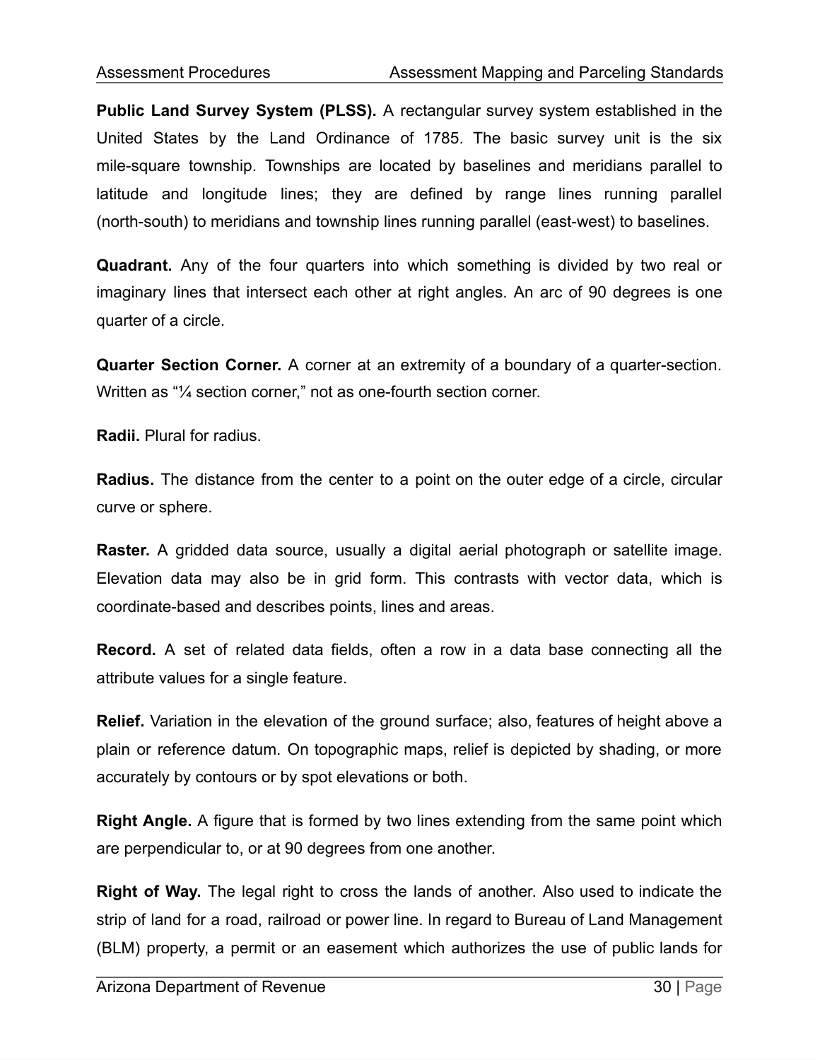**Public Land Survey System (PLSS).** A rectangular survey system established in the United States by the Land Ordinance of 1785. The basic survey unit is the six mile-square township. Townships are located by baselines and meridians parallel to latitude and longitude lines; they are defined by range lines running parallel (north-south) to meridians and township lines running parallel (east-west) to baselines.

**Quadrant.** Any of the four quarters into which something is divided by two real or imaginary lines that intersect each other at right angles. An arc of 90 degrees is one quarter of a circle.

**Quarter Section Corner.** A corner at an extremity of a boundary of a quarter-section. Written as "¼ section corner," not as one-fourth section corner.

**Radii.** Plural for radius.

**Radius.** The distance from the center to a point on the outer edge of a circle, circular curve or sphere.

**Raster.** A gridded data source, usually a digital aerial photograph or satellite image. Elevation data may also be in grid form. This contrasts with vector data, which is coordinate-based and describes points, lines and areas.

**Record.** A set of related data fields, often a row in a data base connecting all the attribute values for a single feature.

**Relief.** Variation in the elevation of the ground surface; also, features of height above a plain or reference datum. On topographic maps, relief is depicted by shading, or more accurately by contours or by spot elevations or both.

**Right Angle.** A figure that is formed by two lines extending from the same point which are perpendicular to, or at 90 degrees from one another.

**Right of Way.** The legal right to cross the lands of another. Also used to indicate the strip of land for a road, railroad or power line. In regard to Bureau of Land Management (BLM) property, a permit or an easement which authorizes the use of public lands for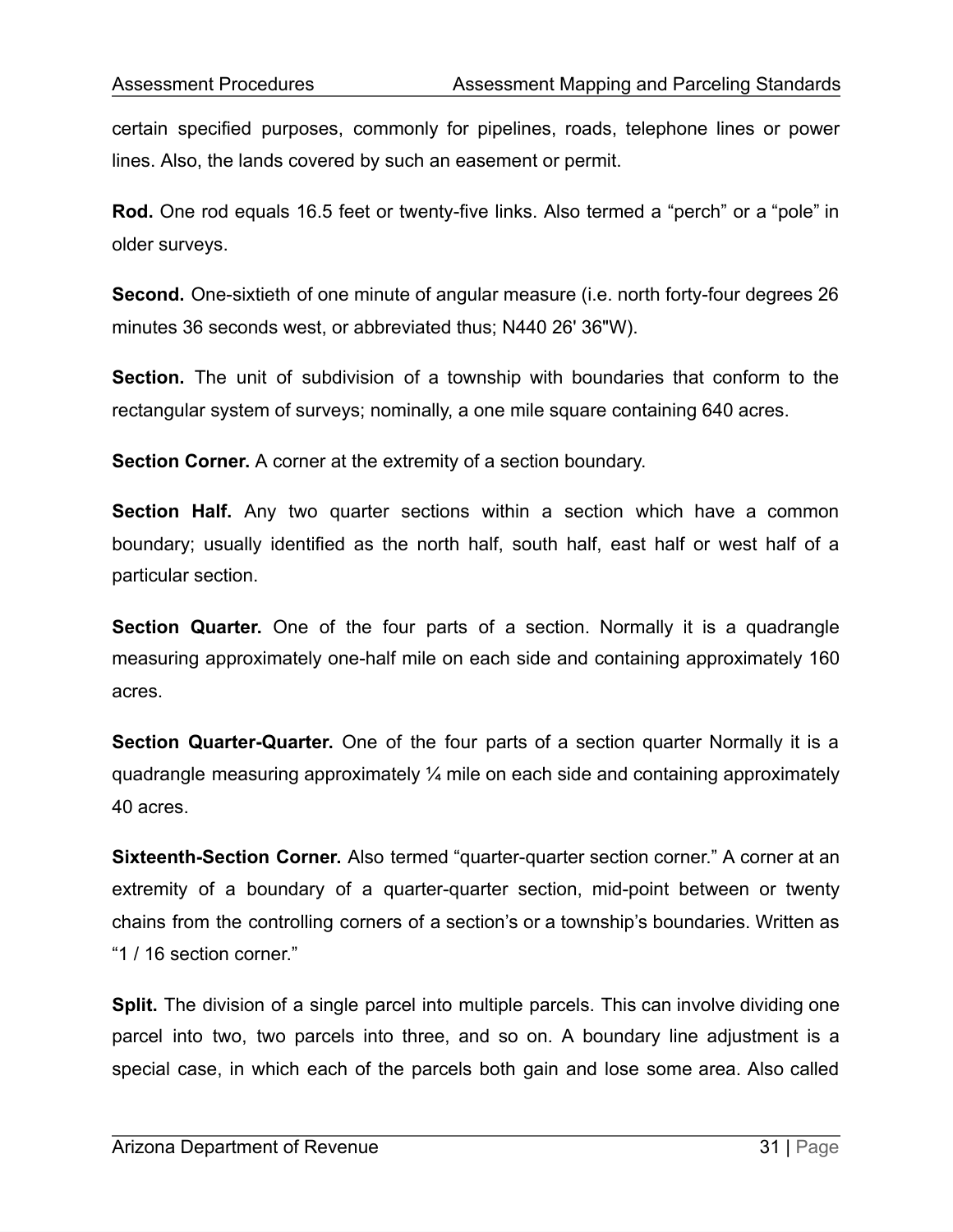certain specified purposes, commonly for pipelines, roads, telephone lines or power lines. Also, the lands covered by such an easement or permit.

**Rod.** One rod equals 16.5 feet or twenty-five links. Also termed a “perch” or a “pole” in older surveys.

**Second.** One-sixtieth of one minute of angular measure (i.e. north forty-four degrees 26 minutes 36 seconds west, or abbreviated thus; N440 26' 36"W).

**Section.** The unit of subdivision of a township with boundaries that conform to the rectangular system of surveys; nominally, a one mile square containing 640 acres.

**Section Corner.** A corner at the extremity of a section boundary.

**Section Half.** Any two quarter sections within a section which have a common boundary; usually identified as the north half, south half, east half or west half of a particular section.

**Section Quarter.** One of the four parts of a section. Normally it is a quadrangle measuring approximately one-half mile on each side and containing approximately 160 acres.

**Section Quarter-Quarter.** One of the four parts of a section quarter Normally it is a quadrangle measuring approximately ¼ mile on each side and containing approximately 40 acres.

**Sixteenth-Section Corner.** Also termed “quarter-quarter section corner.” A corner at an extremity of a boundary of a quarter-quarter section, mid-point between or twenty chains from the controlling corners of a section’s or a township’s boundaries. Written as “1 / 16 section corner.”

**Split.** The division of a single parcel into multiple parcels. This can involve dividing one parcel into two, two parcels into three, and so on. A boundary line adjustment is a special case, in which each of the parcels both gain and lose some area. Also called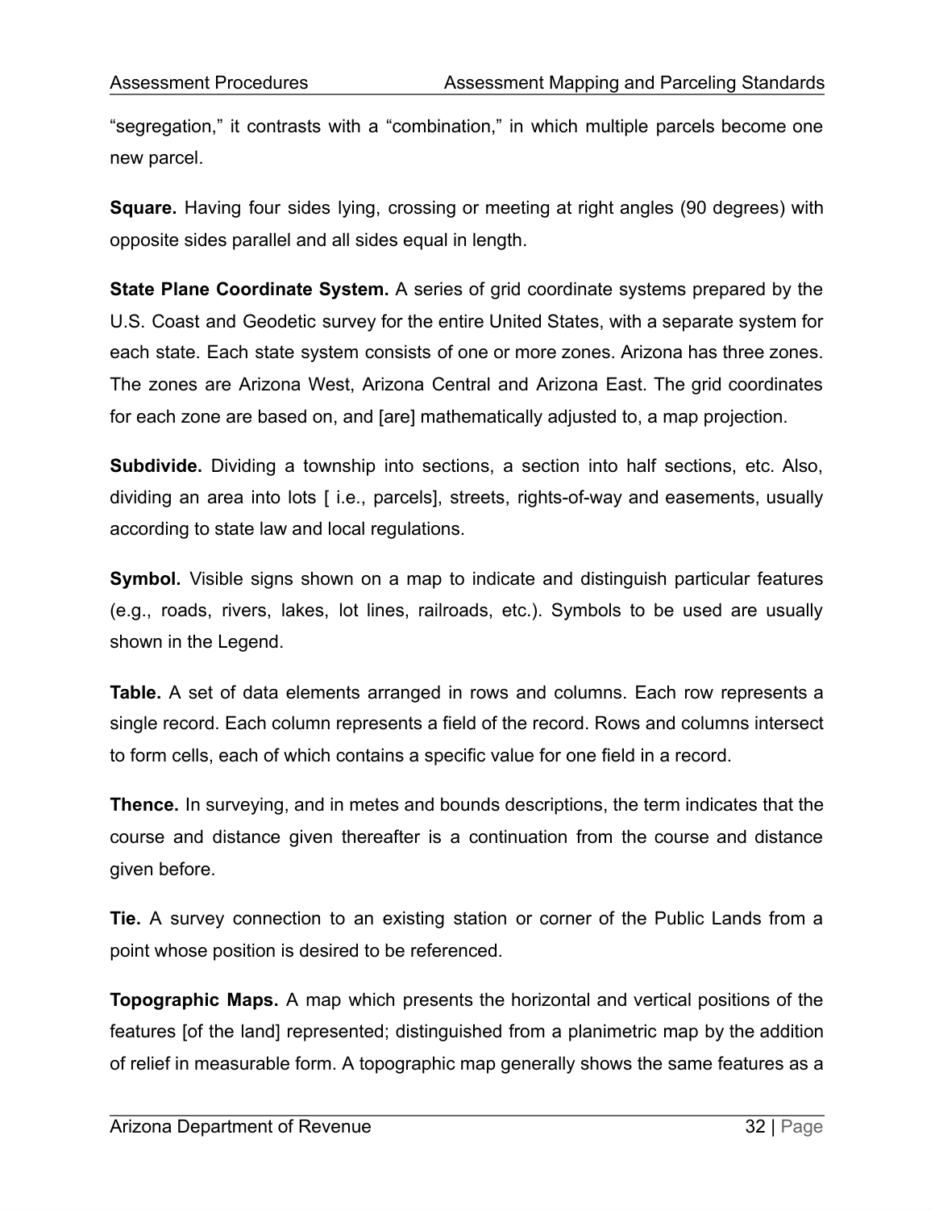"segregation," it contrasts with a "combination," in which multiple parcels become one new parcel.

**Square.** Having four sides lying, crossing or meeting at right angles (90 degrees) with opposite sides parallel and all sides equal in length.

**State Plane Coordinate System.** A series of grid coordinate systems prepared by the U.S. Coast and Geodetic survey for the entire United States, with a separate system for each state. Each state system consists of one or more zones. Arizona has three zones. The zones are Arizona West, Arizona Central and Arizona East. The grid coordinates for each zone are based on, and [are] mathematically adjusted to, a map projection.

**Subdivide.** Dividing a township into sections, a section into half sections, etc. Also, dividing an area into lots [ i.e., parcels], streets, rights-of-way and easements, usually according to state law and local regulations.

**Symbol.** Visible signs shown on a map to indicate and distinguish particular features (e.g., roads, rivers, lakes, lot lines, railroads, etc.). Symbols to be used are usually shown in the Legend.

**Table.** A set of data elements arranged in rows and columns. Each row represents a single record. Each column represents a field of the record. Rows and columns intersect to form cells, each of which contains a specific value for one field in a record.

**Thence.** In surveying, and in metes and bounds descriptions, the term indicates that the course and distance given thereafter is a continuation from the course and distance given before.

**Tie.** A survey connection to an existing station or corner of the Public Lands from a point whose position is desired to be referenced.

**Topographic Maps.** A map which presents the horizontal and vertical positions of the features [of the land] represented; distinguished from a planimetric map by the addition of relief in measurable form. A topographic map generally shows the same features as a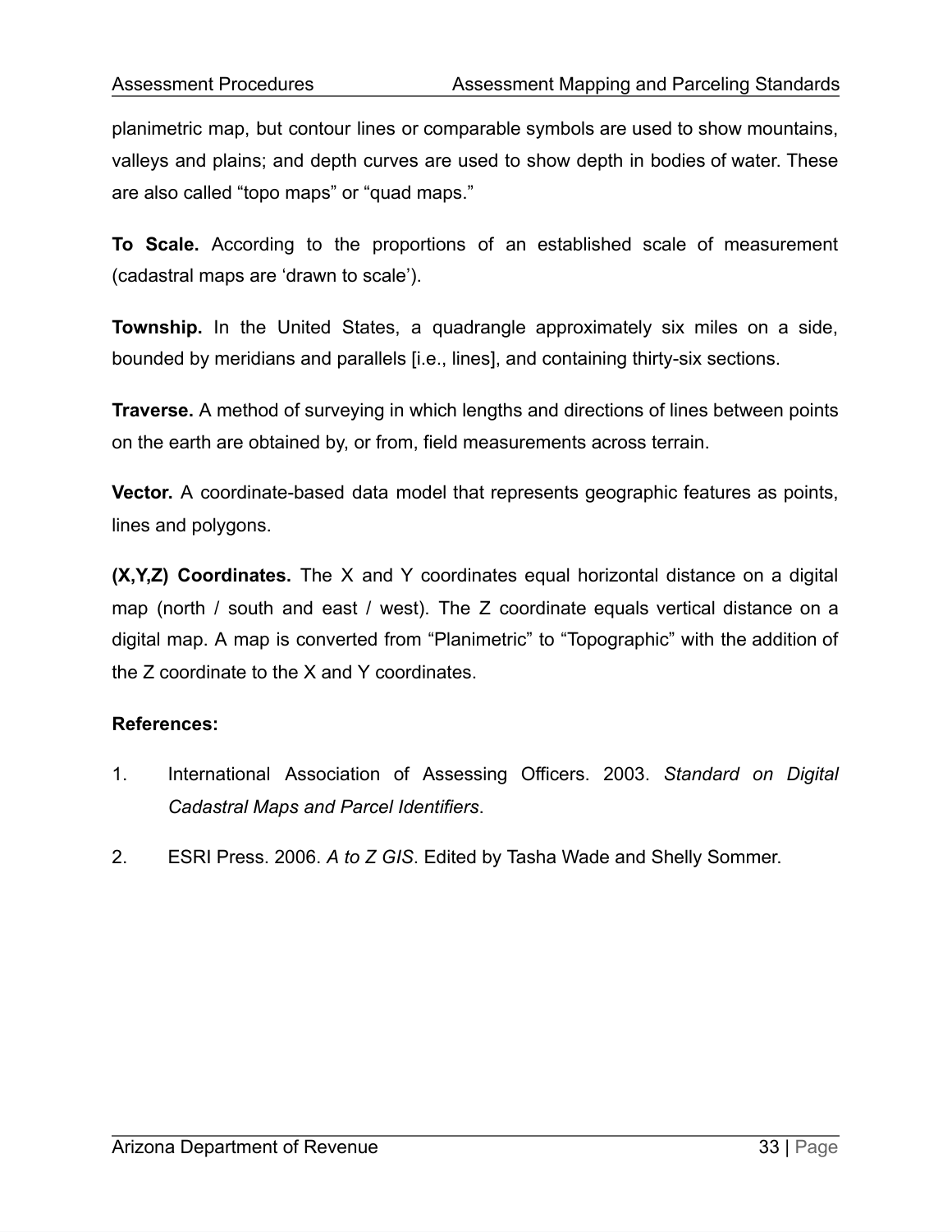planimetric map, but contour lines or comparable symbols are used to show mountains, valleys and plains; and depth curves are used to show depth in bodies of water. These are also called “topo maps” or “quad maps.”

**To Scale.** According to the proportions of an established scale of measurement (cadastral maps are ‘drawn to scale’).

**Township.** In the United States, a quadrangle approximately six miles on a side, bounded by meridians and parallels [i.e., lines], and containing thirty-six sections.

**Traverse.** A method of surveying in which lengths and directions of lines between points on the earth are obtained by, or from, field measurements across terrain.

**Vector.** A coordinate-based data model that represents geographic features as points, lines and polygons.

**(X,Y,Z) Coordinates.** The X and Y coordinates equal horizontal distance on a digital map (north / south and east / west). The Z coordinate equals vertical distance on a digital map. A map is converted from “Planimetric” to “Topographic” with the addition of the Z coordinate to the X and Y coordinates.

**References:**

1. International Association of Assessing Officers. 2003. *Standard on Digital Cadastral Maps and Parcel Identifiers*.
2. ESRI Press. 2006. *A to Z GIS*. Edited by Tasha Wade and Shelly Sommer.